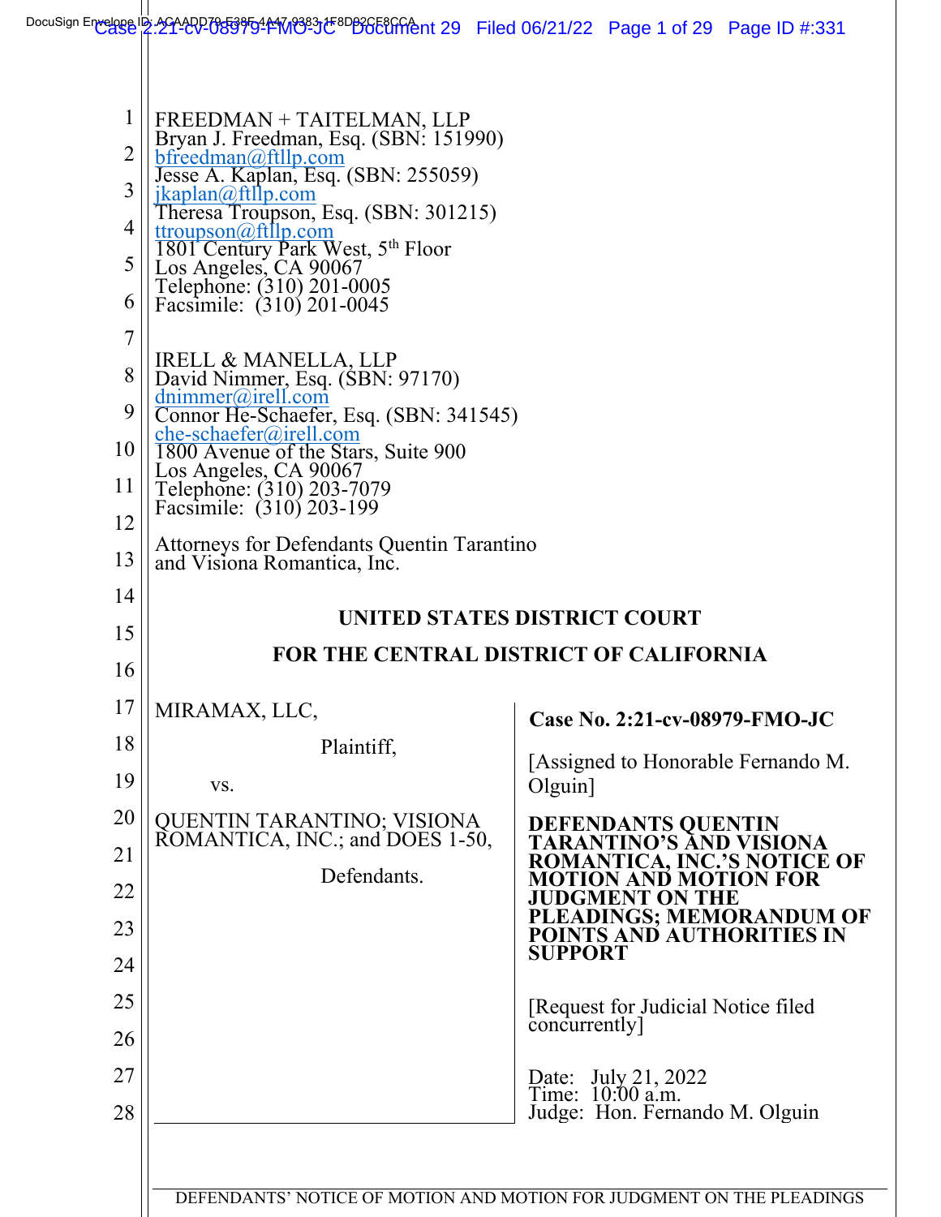FREEDMAN + TAITELMAN, LLP
Bryan J. Freedman, Esq. (SBN: 151990)
bfreedman@ftllp.com
Jesse A. Kaplan, Esq. (SBN: 255059)
jkaplan@ftllp.com
Theresa Troupson, Esq. (SBN: 301215)
ttroupson@ftllp.com
1801 Century Park West, 5th Floor
Los Angeles, CA 90067
Telephone: (310) 201-0005
Facsimile: (310) 201-0045

IRELL & MANELLA, LLP
David Nimmer, Esq. (SBN: 97170)
dnimmer@irell.com
Connor He-Schaefer, Esq. (SBN: 341545)
che-schaefer@irell.com
1800 Avenue of the Stars, Suite 900
Los Angeles, CA 90067
Telephone: (310) 203-7079
Facsimile: (310) 203-199

Attorneys for Defendants Quentin Tarantino and Visiona Romantica, Inc.

**UNITED STATES DISTRICT COURT**

**FOR THE CENTRAL DISTRICT OF CALIFORNIA**

MIRAMAX, LLC,

Plaintiff,

vs.

QUENTIN TARANTINO; VISIONA ROMANTICA, INC.; and DOES 1-50,

Defendants.

**Case No. 2:21-cv-08979-FMO-JC**

[Assigned to Honorable Fernando M. Olguin]

**DEFENDANTS QUENTIN TARANTINO'S AND VISIONA ROMANTICA, INC.'S NOTICE OF MOTION AND MOTION FOR JUDGMENT ON THE PLEADINGS; MEMORANDUM OF POINTS AND AUTHORITIES IN SUPPORT**

[Request for Judicial Notice filed concurrently]

Date: July 21, 2022
Time: 10:00 a.m.
Judge: Hon. Fernando M. Olguin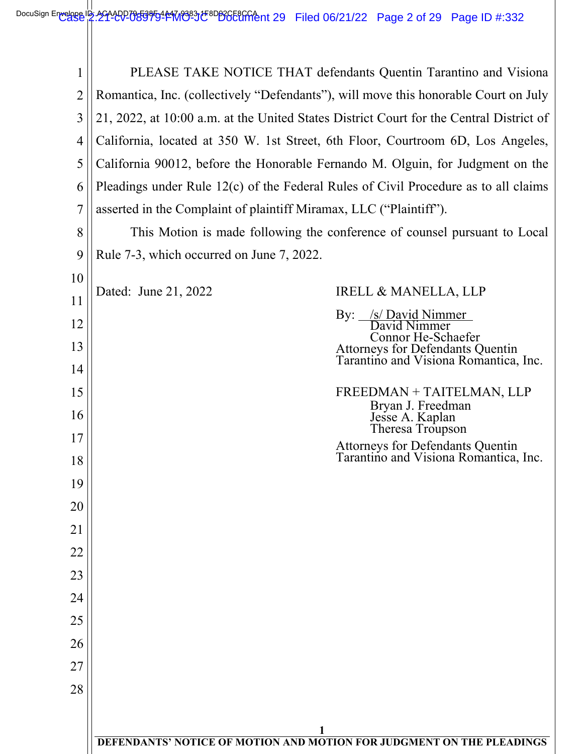PLEASE TAKE NOTICE THAT defendants Quentin Tarantino and Visiona Romantica, Inc. (collectively "Defendants"), will move this honorable Court on July 21, 2022, at 10:00 a.m. at the United States District Court for the Central District of California, located at 350 W. 1st Street, 6th Floor, Courtroom 6D, Los Angeles, California 90012, before the Honorable Fernando M. Olguin, for Judgment on the Pleadings under Rule 12(c) of the Federal Rules of Civil Procedure as to all claims asserted in the Complaint of plaintiff Miramax, LLC ("Plaintiff").

This Motion is made following the conference of counsel pursuant to Local Rule 7-3, which occurred on June 7, 2022.

Dated: June 21, 2022

IRELL & MANELLA, LLP

By: /s/ David Nimmer
David Nimmer
Connor He-Schaefer
Attorneys for Defendants Quentin Tarantino and Visiona Romantica, Inc.

FREEDMAN + TAITELMAN, LLP
Bryan J. Freedman
Jesse A. Kaplan
Theresa Troupson
Attorneys for Defendants Quentin Tarantino and Visiona Romantica, Inc.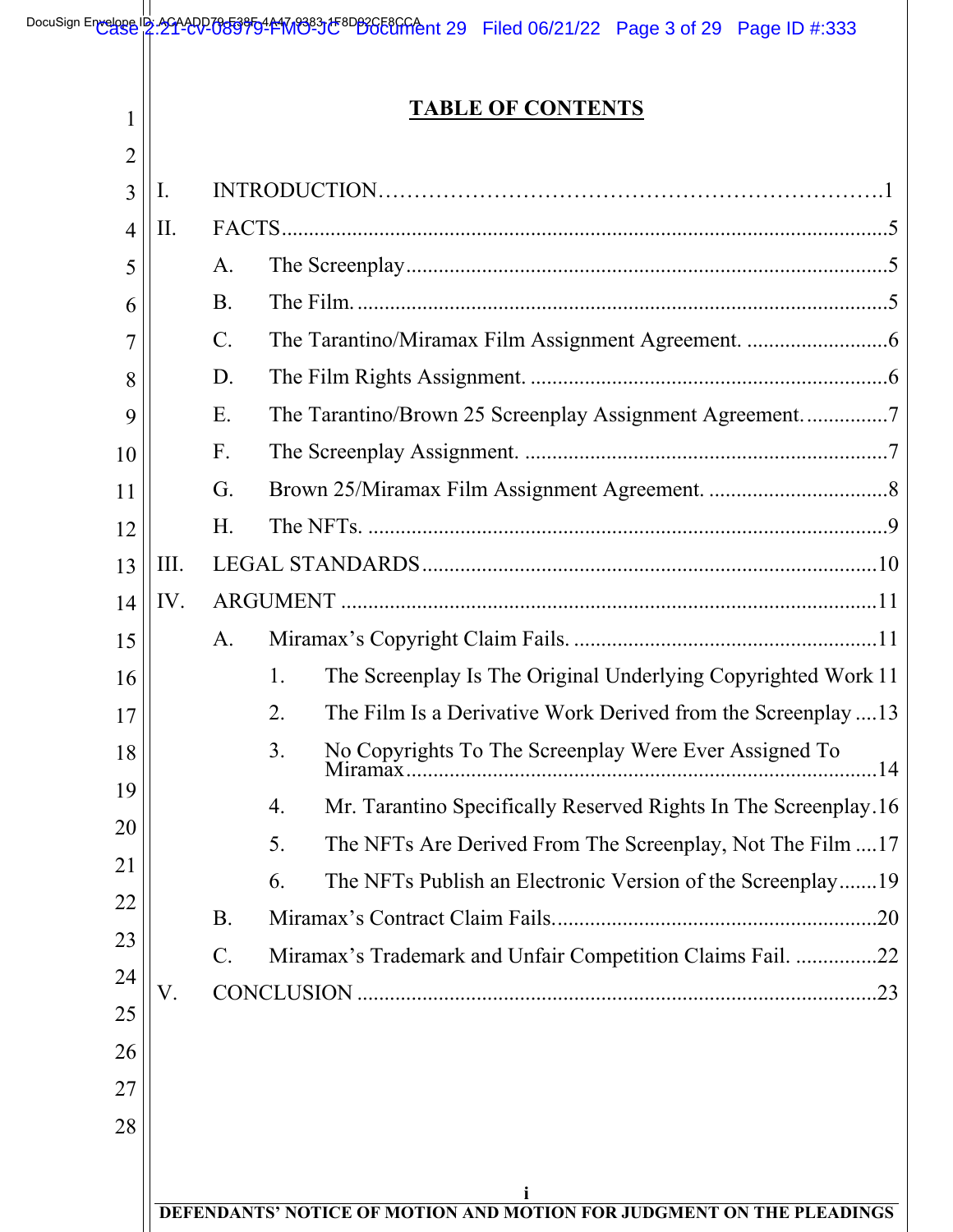# TABLE OF CONTENTS

I. INTRODUCTION .......................................................................1

II. FACTS .......................................................................5

- A. The Screenplay .......................................................................5
- B. The Film. .......................................................................5
- C. The Tarantino/Miramax Film Assignment Agreement. .......................................................................6
- D. The Film Rights Assignment. .......................................................................6
- E. The Tarantino/Brown 25 Screenplay Assignment Agreement. .......................................................................7
- F. The Screenplay Assignment. .......................................................................7
- G. Brown 25/Miramax Film Assignment Agreement. .......................................................................8
- H. The NFTs. .......................................................................9

III. LEGAL STANDARDS .......................................................................10

IV. ARGUMENT .......................................................................11

- A. Miramax's Copyright Claim Fails. .......................................................................11
  1. The Screenplay Is The Original Underlying Copyrighted Work 11
  2. The Film Is a Derivative Work Derived from the Screenplay ....13
  3. No Copyrights To The Screenplay Were Ever Assigned To Miramax .......................................................................14
  4. Mr. Tarantino Specifically Reserved Rights In The Screenplay .16
  5. The NFTs Are Derived From The Screenplay, Not The Film ....17
  6. The NFTs Publish an Electronic Version of the Screenplay .......19
- B. Miramax's Contract Claim Fails. .......................................................................20
- C. Miramax's Trademark and Unfair Competition Claims Fail. ...............22

V. CONCLUSION .......................................................................23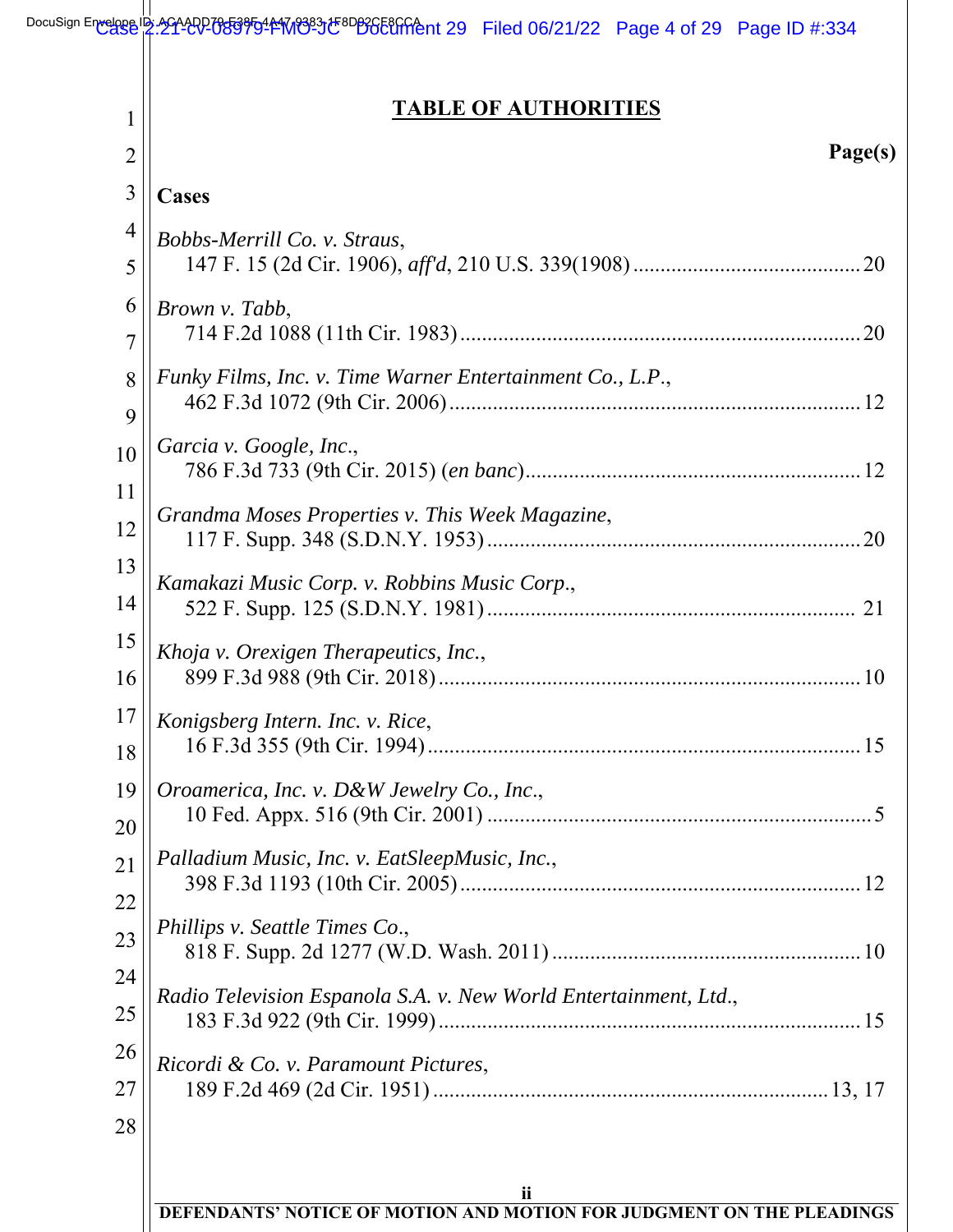# TABLE OF AUTHORITIES

**Page(s)**

**Cases**

*Bobbs-Merrill Co. v. Straus*,
147 F. 15 (2d Cir. 1906), *aff'd*, 210 U.S. 339(1908) .......................................... 20

*Brown v. Tabb*,
714 F.2d 1088 (11th Cir. 1983) ........................................................................ 20

*Funky Films, Inc. v. Time Warner Entertainment Co., L.P.*,
462 F.3d 1072 (9th Cir. 2006) .......................................................................... 12

*Garcia v. Google, Inc.*,
786 F.3d 733 (9th Cir. 2015) (*en banc*) ............................................................ 12

*Grandma Moses Properties v. This Week Magazine*,
117 F. Supp. 348 (S.D.N.Y. 1953) ................................................................... 20

*Kamakazi Music Corp. v. Robbins Music Corp.*,
522 F. Supp. 125 (S.D.N.Y. 1981) ................................................................... 21

*Khoja v. Orexigen Therapeutics, Inc.*,
899 F.3d 988 (9th Cir. 2018) ............................................................................ 10

*Konigsberg Intern. Inc. v. Rice*,
16 F.3d 355 (9th Cir. 1994) .............................................................................. 15

*Oroamerica, Inc. v. D&W Jewelry Co., Inc.*,
10 Fed. Appx. 516 (9th Cir. 2001) ..................................................................... 5

*Palladium Music, Inc. v. EatSleepMusic, Inc.*,
398 F.3d 1193 (10th Cir. 2005) ........................................................................ 12

*Phillips v. Seattle Times Co.*,
818 F. Supp. 2d 1277 (W.D. Wash. 2011) ........................................................ 10

*Radio Television Espanola S.A. v. New World Entertainment, Ltd.*,
183 F.3d 922 (9th Cir. 1999) ............................................................................ 15

*Ricordi & Co. v. Paramount Pictures*,
189 F.2d 469 (2d Cir. 1951) ........................................................................ 13, 17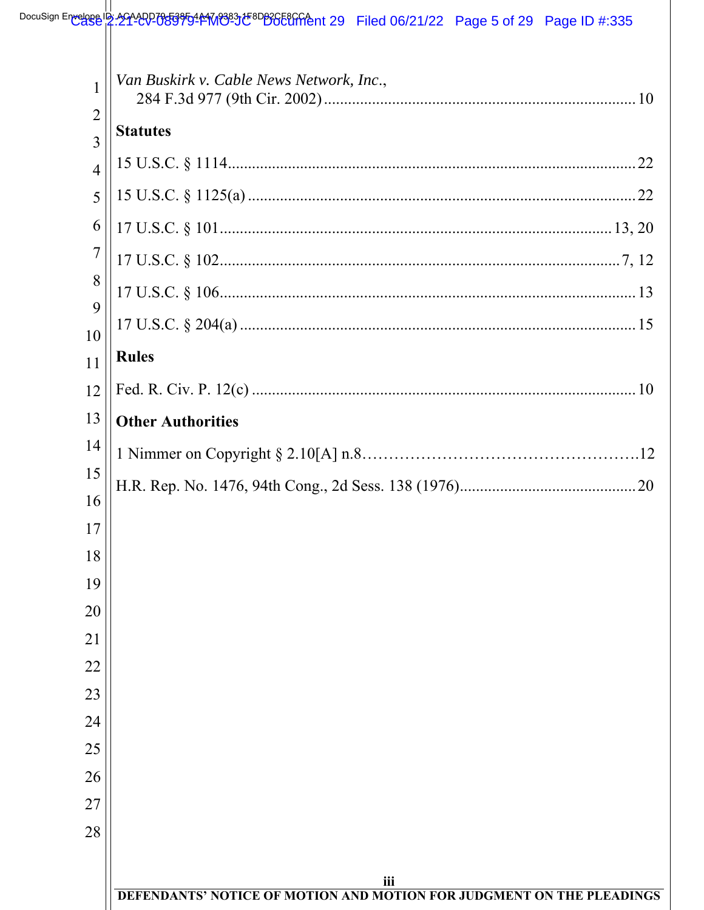*Van Buskirk v. Cable News Network, Inc.*,
284 F.3d 977 (9th Cir. 2002) .......................................................................... 10

**Statutes**

15 U.S.C. § 1114 .................................................................................................. 22

15 U.S.C. § 1125(a) .............................................................................................. 22

17 U.S.C. § 101 ............................................................................................. 13, 20

17 U.S.C. § 102 ................................................................................................. 7, 12

17 U.S.C. § 106 ...................................................................................................... 13

17 U.S.C. § 204(a) ................................................................................................. 15

**Rules**

Fed. R. Civ. P. 12(c) .............................................................................................. 10

**Other Authorities**

1 Nimmer on Copyright § 2.10[A] n.8 ................................................................. 12

H.R. Rep. No. 1476, 94th Cong., 2d Sess. 138 (1976) ......................................... 20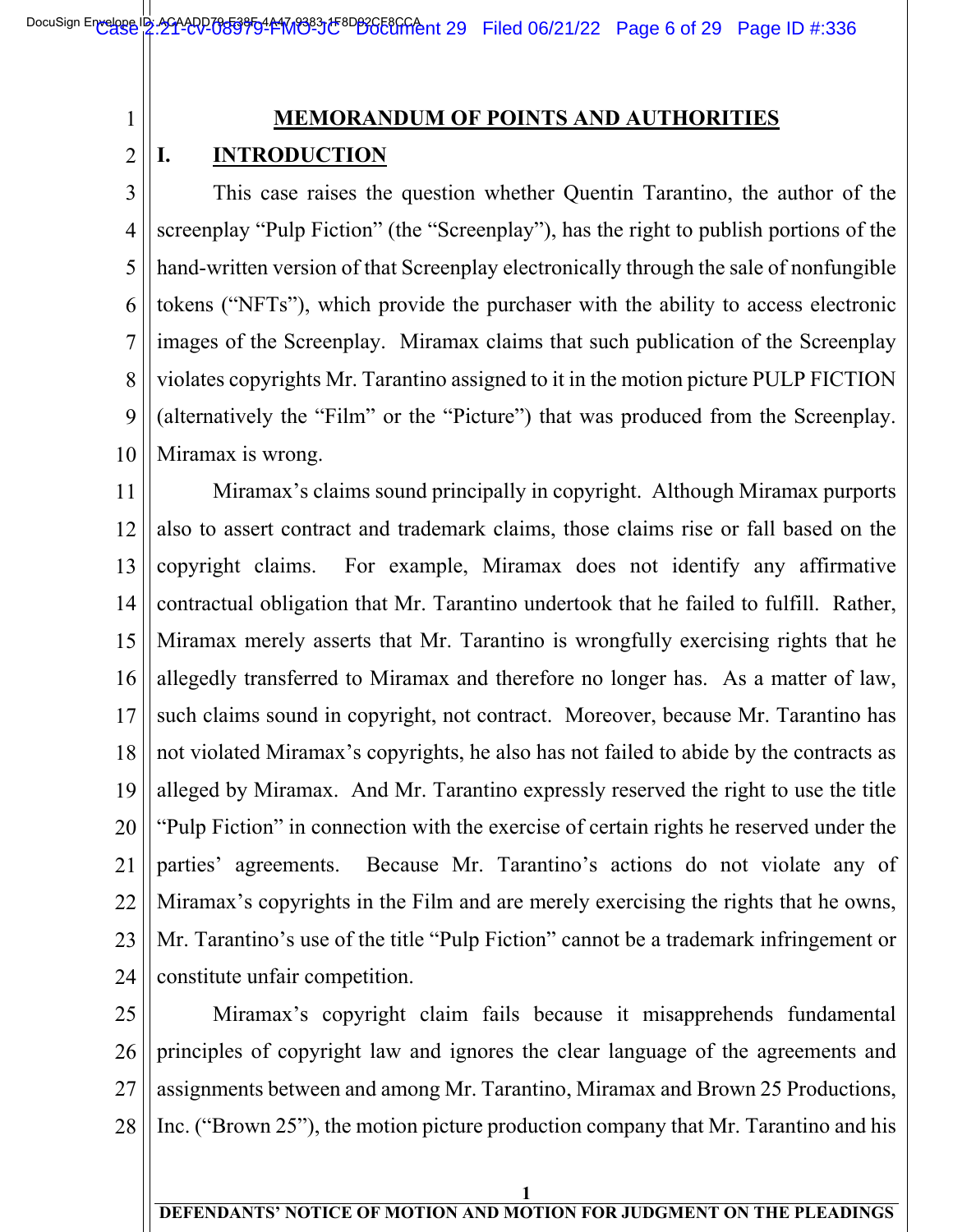# MEMORANDUM OF POINTS AND AUTHORITIES

## I. INTRODUCTION

This case raises the question whether Quentin Tarantino, the author of the screenplay "Pulp Fiction" (the "Screenplay"), has the right to publish portions of the hand-written version of that Screenplay electronically through the sale of nonfungible tokens ("NFTs"), which provide the purchaser with the ability to access electronic images of the Screenplay. Miramax claims that such publication of the Screenplay violates copyrights Mr. Tarantino assigned to it in the motion picture PULP FICTION (alternatively the "Film" or the "Picture") that was produced from the Screenplay. Miramax is wrong.

Miramax's claims sound principally in copyright. Although Miramax purports also to assert contract and trademark claims, those claims rise or fall based on the copyright claims. For example, Miramax does not identify any affirmative contractual obligation that Mr. Tarantino undertook that he failed to fulfill. Rather, Miramax merely asserts that Mr. Tarantino is wrongfully exercising rights that he allegedly transferred to Miramax and therefore no longer has. As a matter of law, such claims sound in copyright, not contract. Moreover, because Mr. Tarantino has not violated Miramax's copyrights, he also has not failed to abide by the contracts as alleged by Miramax. And Mr. Tarantino expressly reserved the right to use the title "Pulp Fiction" in connection with the exercise of certain rights he reserved under the parties' agreements. Because Mr. Tarantino's actions do not violate any of Miramax's copyrights in the Film and are merely exercising the rights that he owns, Mr. Tarantino's use of the title "Pulp Fiction" cannot be a trademark infringement or constitute unfair competition.

Miramax's copyright claim fails because it misapprehends fundamental principles of copyright law and ignores the clear language of the agreements and assignments between and among Mr. Tarantino, Miramax and Brown 25 Productions, Inc. ("Brown 25"), the motion picture production company that Mr. Tarantino and his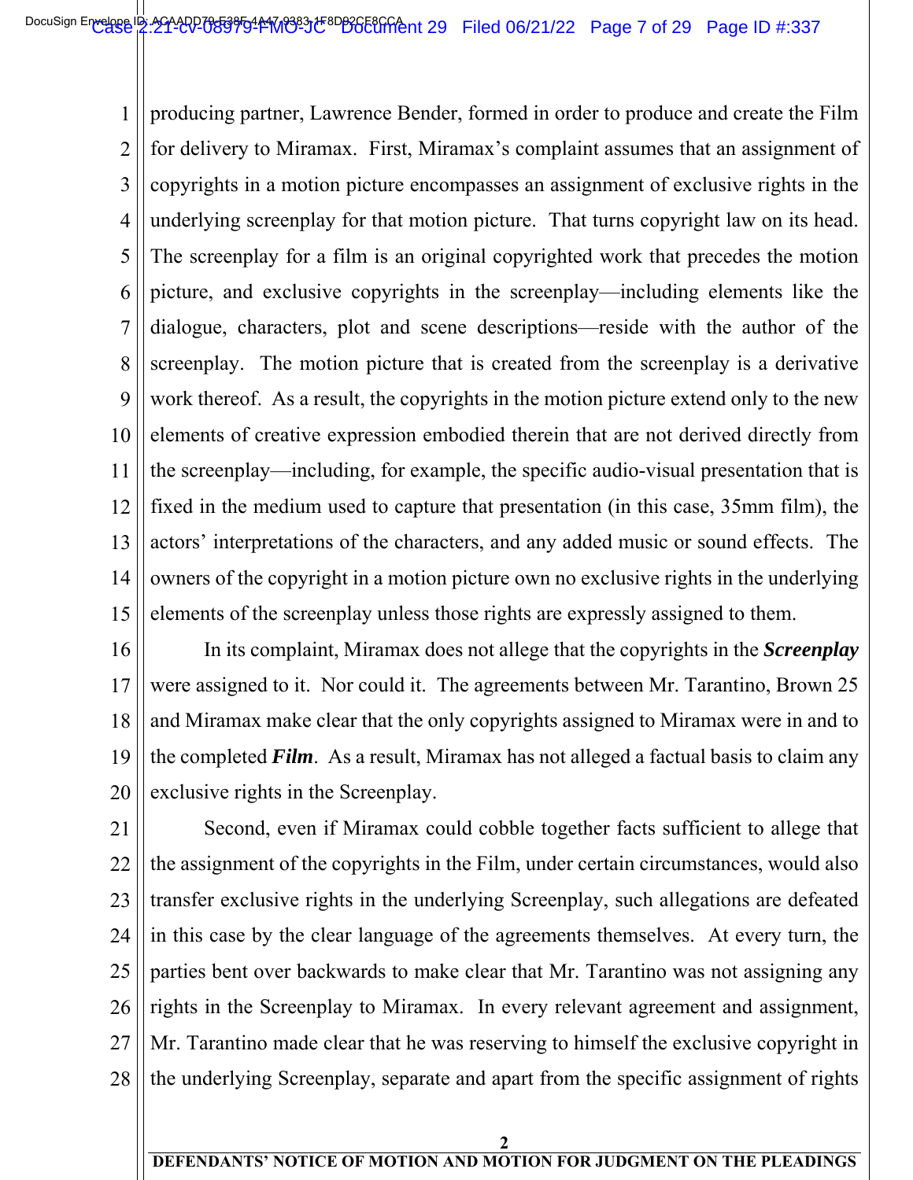producing partner, Lawrence Bender, formed in order to produce and create the Film for delivery to Miramax. First, Miramax's complaint assumes that an assignment of copyrights in a motion picture encompasses an assignment of exclusive rights in the underlying screenplay for that motion picture. That turns copyright law on its head. The screenplay for a film is an original copyrighted work that precedes the motion picture, and exclusive copyrights in the screenplay—including elements like the dialogue, characters, plot and scene descriptions—reside with the author of the screenplay. The motion picture that is created from the screenplay is a derivative work thereof. As a result, the copyrights in the motion picture extend only to the new elements of creative expression embodied therein that are not derived directly from the screenplay—including, for example, the specific audio-visual presentation that is fixed in the medium used to capture that presentation (in this case, 35mm film), the actors' interpretations of the characters, and any added music or sound effects. The owners of the copyright in a motion picture own no exclusive rights in the underlying elements of the screenplay unless those rights are expressly assigned to them.

In its complaint, Miramax does not allege that the copyrights in the ***Screenplay*** were assigned to it. Nor could it. The agreements between Mr. Tarantino, Brown 25 and Miramax make clear that the only copyrights assigned to Miramax were in and to the completed ***Film***. As a result, Miramax has not alleged a factual basis to claim any exclusive rights in the Screenplay.

Second, even if Miramax could cobble together facts sufficient to allege that the assignment of the copyrights in the Film, under certain circumstances, would also transfer exclusive rights in the underlying Screenplay, such allegations are defeated in this case by the clear language of the agreements themselves. At every turn, the parties bent over backwards to make clear that Mr. Tarantino was not assigning any rights in the Screenplay to Miramax. In every relevant agreement and assignment, Mr. Tarantino made clear that he was reserving to himself the exclusive copyright in the underlying Screenplay, separate and apart from the specific assignment of rights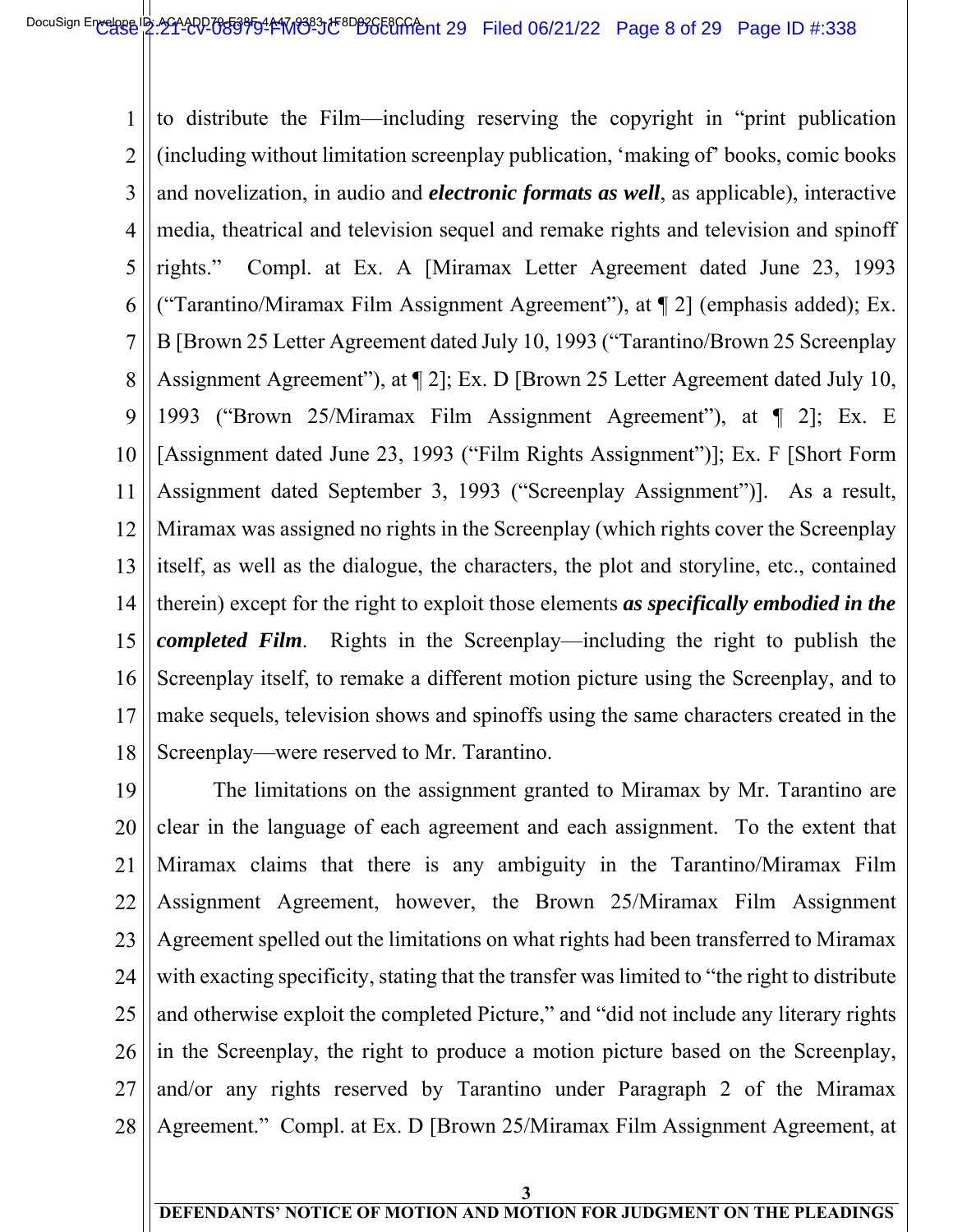to distribute the Film—including reserving the copyright in "print publication (including without limitation screenplay publication, 'making of' books, comic books and novelization, in audio and ***electronic formats as well***, as applicable), interactive media, theatrical and television sequel and remake rights and television and spinoff rights." Compl. at Ex. A [Miramax Letter Agreement dated June 23, 1993 ("Tarantino/Miramax Film Assignment Agreement"), at ¶ 2] (emphasis added); Ex. B [Brown 25 Letter Agreement dated July 10, 1993 ("Tarantino/Brown 25 Screenplay Assignment Agreement"), at ¶ 2]; Ex. D [Brown 25 Letter Agreement dated July 10, 1993 ("Brown 25/Miramax Film Assignment Agreement"), at ¶ 2]; Ex. E [Assignment dated June 23, 1993 ("Film Rights Assignment")]; Ex. F [Short Form Assignment dated September 3, 1993 ("Screenplay Assignment")]. As a result, Miramax was assigned no rights in the Screenplay (which rights cover the Screenplay itself, as well as the dialogue, the characters, the plot and storyline, etc., contained therein) except for the right to exploit those elements ***as specifically embodied in the completed Film***. Rights in the Screenplay—including the right to publish the Screenplay itself, to remake a different motion picture using the Screenplay, and to make sequels, television shows and spinoffs using the same characters created in the Screenplay—were reserved to Mr. Tarantino.

The limitations on the assignment granted to Miramax by Mr. Tarantino are clear in the language of each agreement and each assignment. To the extent that Miramax claims that there is any ambiguity in the Tarantino/Miramax Film Assignment Agreement, however, the Brown 25/Miramax Film Assignment Agreement spelled out the limitations on what rights had been transferred to Miramax with exacting specificity, stating that the transfer was limited to "the right to distribute and otherwise exploit the completed Picture," and "did not include any literary rights in the Screenplay, the right to produce a motion picture based on the Screenplay, and/or any rights reserved by Tarantino under Paragraph 2 of the Miramax Agreement." Compl. at Ex. D [Brown 25/Miramax Film Assignment Agreement, at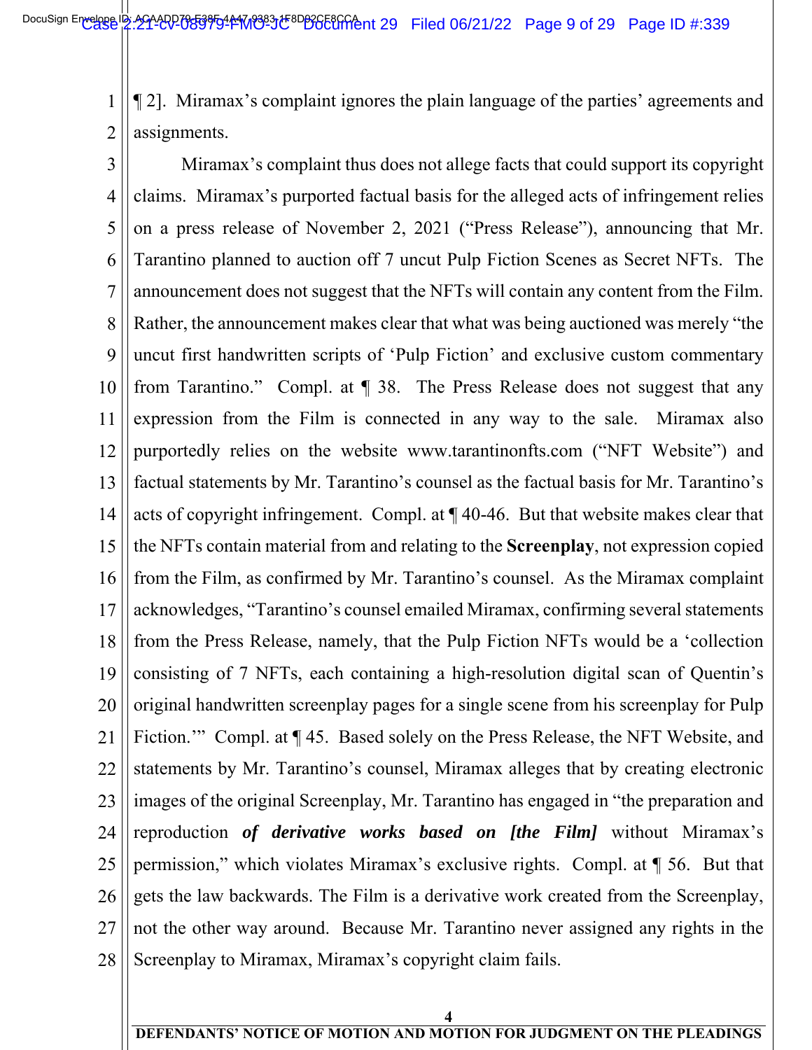¶ 2]. Miramax's complaint ignores the plain language of the parties' agreements and assignments.

Miramax's complaint thus does not allege facts that could support its copyright claims. Miramax's purported factual basis for the alleged acts of infringement relies on a press release of November 2, 2021 ("Press Release"), announcing that Mr. Tarantino planned to auction off 7 uncut Pulp Fiction Scenes as Secret NFTs. The announcement does not suggest that the NFTs will contain any content from the Film. Rather, the announcement makes clear that what was being auctioned was merely "the uncut first handwritten scripts of 'Pulp Fiction' and exclusive custom commentary from Tarantino." Compl. at ¶ 38. The Press Release does not suggest that any expression from the Film is connected in any way to the sale. Miramax also purportedly relies on the website www.tarantinonfts.com ("NFT Website") and factual statements by Mr. Tarantino's counsel as the factual basis for Mr. Tarantino's acts of copyright infringement. Compl. at ¶ 40-46. But that website makes clear that the NFTs contain material from and relating to the **Screenplay**, not expression copied from the Film, as confirmed by Mr. Tarantino's counsel. As the Miramax complaint acknowledges, "Tarantino's counsel emailed Miramax, confirming several statements from the Press Release, namely, that the Pulp Fiction NFTs would be a 'collection consisting of 7 NFTs, each containing a high-resolution digital scan of Quentin's original handwritten screenplay pages for a single scene from his screenplay for Pulp Fiction.'" Compl. at ¶ 45. Based solely on the Press Release, the NFT Website, and statements by Mr. Tarantino's counsel, Miramax alleges that by creating electronic images of the original Screenplay, Mr. Tarantino has engaged in "the preparation and reproduction ***of derivative works based on [the Film]*** without Miramax's permission," which violates Miramax's exclusive rights. Compl. at ¶ 56. But that gets the law backwards. The Film is a derivative work created from the Screenplay, not the other way around. Because Mr. Tarantino never assigned any rights in the Screenplay to Miramax, Miramax's copyright claim fails.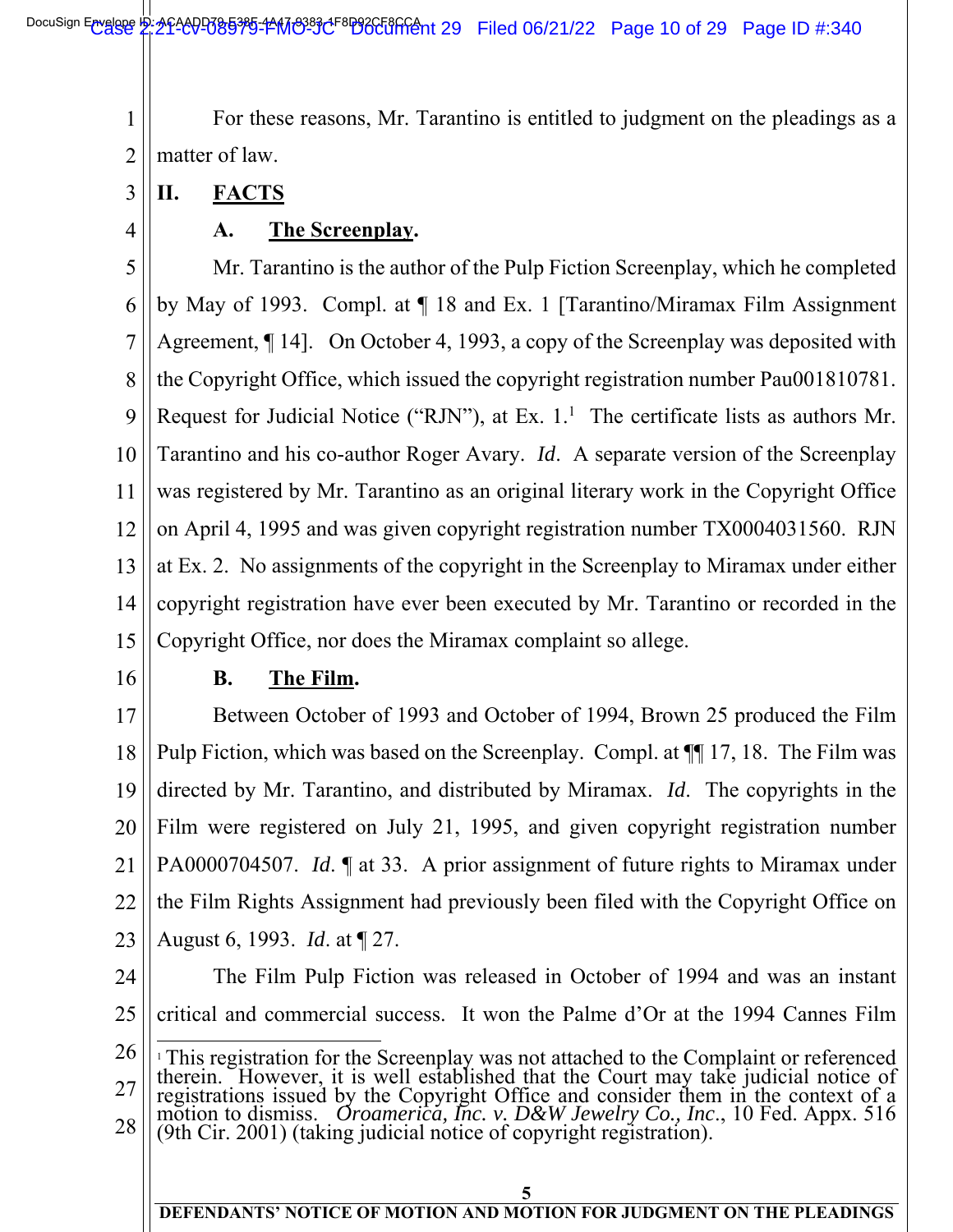For these reasons, Mr. Tarantino is entitled to judgment on the pleadings as a matter of law.

## II. FACTS

### A. The Screenplay.

Mr. Tarantino is the author of the Pulp Fiction Screenplay, which he completed by May of 1993. Compl. at ¶ 18 and Ex. 1 [Tarantino/Miramax Film Assignment Agreement, ¶ 14]. On October 4, 1993, a copy of the Screenplay was deposited with the Copyright Office, which issued the copyright registration number Pau001810781. Request for Judicial Notice ("RJN"), at Ex. 1.[1] The certificate lists as authors Mr. Tarantino and his co-author Roger Avary. *Id.* A separate version of the Screenplay was registered by Mr. Tarantino as an original literary work in the Copyright Office on April 4, 1995 and was given copyright registration number TX0004031560. RJN at Ex. 2. No assignments of the copyright in the Screenplay to Miramax under either copyright registration have ever been executed by Mr. Tarantino or recorded in the Copyright Office, nor does the Miramax complaint so allege.

### B. The Film.

Between October of 1993 and October of 1994, Brown 25 produced the Film Pulp Fiction, which was based on the Screenplay. Compl. at ¶¶ 17, 18. The Film was directed by Mr. Tarantino, and distributed by Miramax. *Id.* The copyrights in the Film were registered on July 21, 1995, and given copyright registration number PA0000704507. *Id.* ¶ at 33. A prior assignment of future rights to Miramax under the Film Rights Assignment had previously been filed with the Copyright Office on August 6, 1993. *Id.* at ¶ 27.

The Film Pulp Fiction was released in October of 1994 and was an instant critical and commercial success. It won the Palme d'Or at the 1994 Cannes Film

---

[1] This registration for the Screenplay was not attached to the Complaint or referenced therein. However, it is well established that the Court may take judicial notice of registrations issued by the Copyright Office and consider them in the context of a motion to dismiss. *Oroamerica, Inc. v. D&W Jewelry Co., Inc.*, 10 Fed. Appx. 516 (9th Cir. 2001) (taking judicial notice of copyright registration).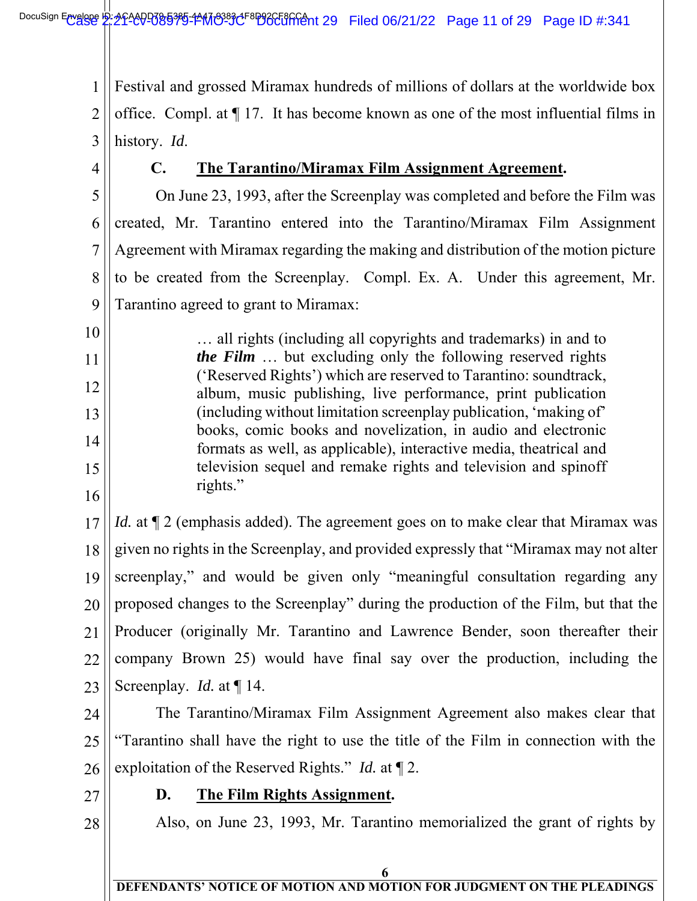Festival and grossed Miramax hundreds of millions of dollars at the worldwide box office. Compl. at ¶ 17. It has become known as one of the most influential films in history. *Id.*

### C. The Tarantino/Miramax Film Assignment Agreement.

On June 23, 1993, after the Screenplay was completed and before the Film was created, Mr. Tarantino entered into the Tarantino/Miramax Film Assignment Agreement with Miramax regarding the making and distribution of the motion picture to be created from the Screenplay. Compl. Ex. A. Under this agreement, Mr. Tarantino agreed to grant to Miramax:

> … all rights (including all copyrights and trademarks) in and to ***the Film*** … but excluding only the following reserved rights ('Reserved Rights') which are reserved to Tarantino: soundtrack, album, music publishing, live performance, print publication (including without limitation screenplay publication, 'making of' books, comic books and novelization, in audio and electronic formats as well, as applicable), interactive media, theatrical and television sequel and remake rights and television and spinoff rights."

*Id.* at ¶ 2 (emphasis added). The agreement goes on to make clear that Miramax was given no rights in the Screenplay, and provided expressly that "Miramax may not alter screenplay," and would be given only "meaningful consultation regarding any proposed changes to the Screenplay" during the production of the Film, but that the Producer (originally Mr. Tarantino and Lawrence Bender, soon thereafter their company Brown 25) would have final say over the production, including the Screenplay. *Id.* at ¶ 14.

The Tarantino/Miramax Film Assignment Agreement also makes clear that "Tarantino shall have the right to use the title of the Film in connection with the exploitation of the Reserved Rights." *Id.* at ¶ 2.

### D. The Film Rights Assignment.

Also, on June 23, 1993, Mr. Tarantino memorialized the grant of rights by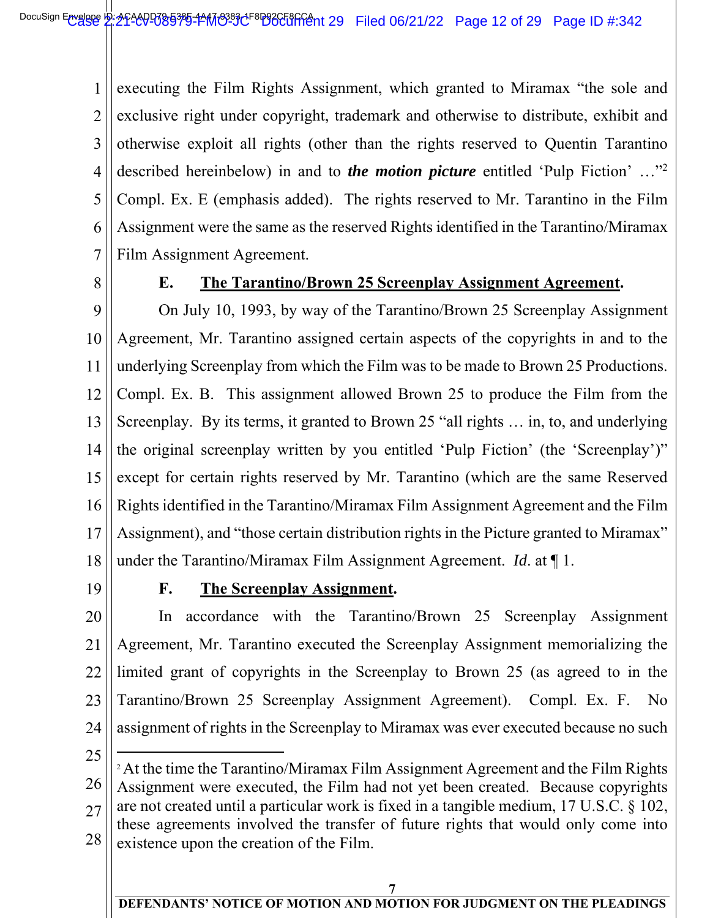executing the Film Rights Assignment, which granted to Miramax "the sole and exclusive right under copyright, trademark and otherwise to distribute, exhibit and otherwise exploit all rights (other than the rights reserved to Quentin Tarantino described hereinbelow) in and to ***the motion picture*** entitled 'Pulp Fiction' …"[2] Compl. Ex. E (emphasis added). The rights reserved to Mr. Tarantino in the Film Assignment were the same as the reserved Rights identified in the Tarantino/Miramax Film Assignment Agreement.

### E. The Tarantino/Brown 25 Screenplay Assignment Agreement.

On July 10, 1993, by way of the Tarantino/Brown 25 Screenplay Assignment Agreement, Mr. Tarantino assigned certain aspects of the copyrights in and to the underlying Screenplay from which the Film was to be made to Brown 25 Productions. Compl. Ex. B. This assignment allowed Brown 25 to produce the Film from the Screenplay. By its terms, it granted to Brown 25 "all rights … in, to, and underlying the original screenplay written by you entitled 'Pulp Fiction' (the 'Screenplay')" except for certain rights reserved by Mr. Tarantino (which are the same Reserved Rights identified in the Tarantino/Miramax Film Assignment Agreement and the Film Assignment), and "those certain distribution rights in the Picture granted to Miramax" under the Tarantino/Miramax Film Assignment Agreement. *Id*. at ¶ 1.

### F. The Screenplay Assignment.

In accordance with the Tarantino/Brown 25 Screenplay Assignment Agreement, Mr. Tarantino executed the Screenplay Assignment memorializing the limited grant of copyrights in the Screenplay to Brown 25 (as agreed to in the Tarantino/Brown 25 Screenplay Assignment Agreement). Compl. Ex. F. No assignment of rights in the Screenplay to Miramax was ever executed because no such

---

[2] At the time the Tarantino/Miramax Film Assignment Agreement and the Film Rights Assignment were executed, the Film had not yet been created. Because copyrights are not created until a particular work is fixed in a tangible medium, 17 U.S.C. § 102, these agreements involved the transfer of future rights that would only come into existence upon the creation of the Film.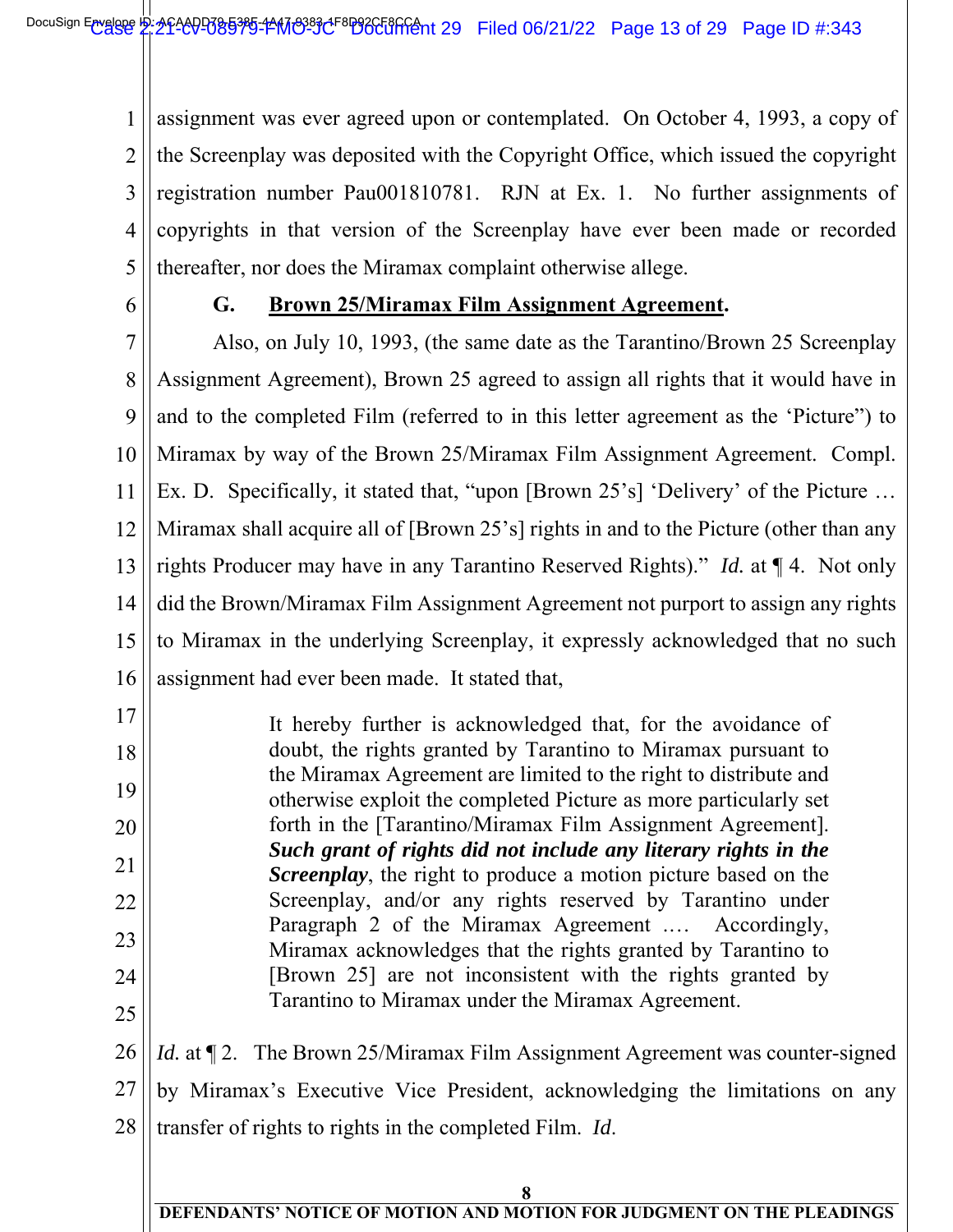assignment was ever agreed upon or contemplated. On October 4, 1993, a copy of the Screenplay was deposited with the Copyright Office, which issued the copyright registration number Pau001810781. RJN at Ex. 1. No further assignments of copyrights in that version of the Screenplay have ever been made or recorded thereafter, nor does the Miramax complaint otherwise allege.

### G. Brown 25/Miramax Film Assignment Agreement.

Also, on July 10, 1993, (the same date as the Tarantino/Brown 25 Screenplay Assignment Agreement), Brown 25 agreed to assign all rights that it would have in and to the completed Film (referred to in this letter agreement as the 'Picture") to Miramax by way of the Brown 25/Miramax Film Assignment Agreement. Compl. Ex. D. Specifically, it stated that, "upon [Brown 25's] 'Delivery' of the Picture … Miramax shall acquire all of [Brown 25's] rights in and to the Picture (other than any rights Producer may have in any Tarantino Reserved Rights)." *Id.* at ¶ 4. Not only did the Brown/Miramax Film Assignment Agreement not purport to assign any rights to Miramax in the underlying Screenplay, it expressly acknowledged that no such assignment had ever been made. It stated that,

> It hereby further is acknowledged that, for the avoidance of doubt, the rights granted by Tarantino to Miramax pursuant to the Miramax Agreement are limited to the right to distribute and otherwise exploit the completed Picture as more particularly set forth in the [Tarantino/Miramax Film Assignment Agreement]. ***Such grant of rights did not include any literary rights in the Screenplay***, the right to produce a motion picture based on the Screenplay, and/or any rights reserved by Tarantino under Paragraph 2 of the Miramax Agreement …. Accordingly, Miramax acknowledges that the rights granted by Tarantino to [Brown 25] are not inconsistent with the rights granted by Tarantino to Miramax under the Miramax Agreement.

*Id.* at ¶ 2. The Brown 25/Miramax Film Assignment Agreement was counter-signed by Miramax's Executive Vice President, acknowledging the limitations on any transfer of rights to rights in the completed Film. *Id.*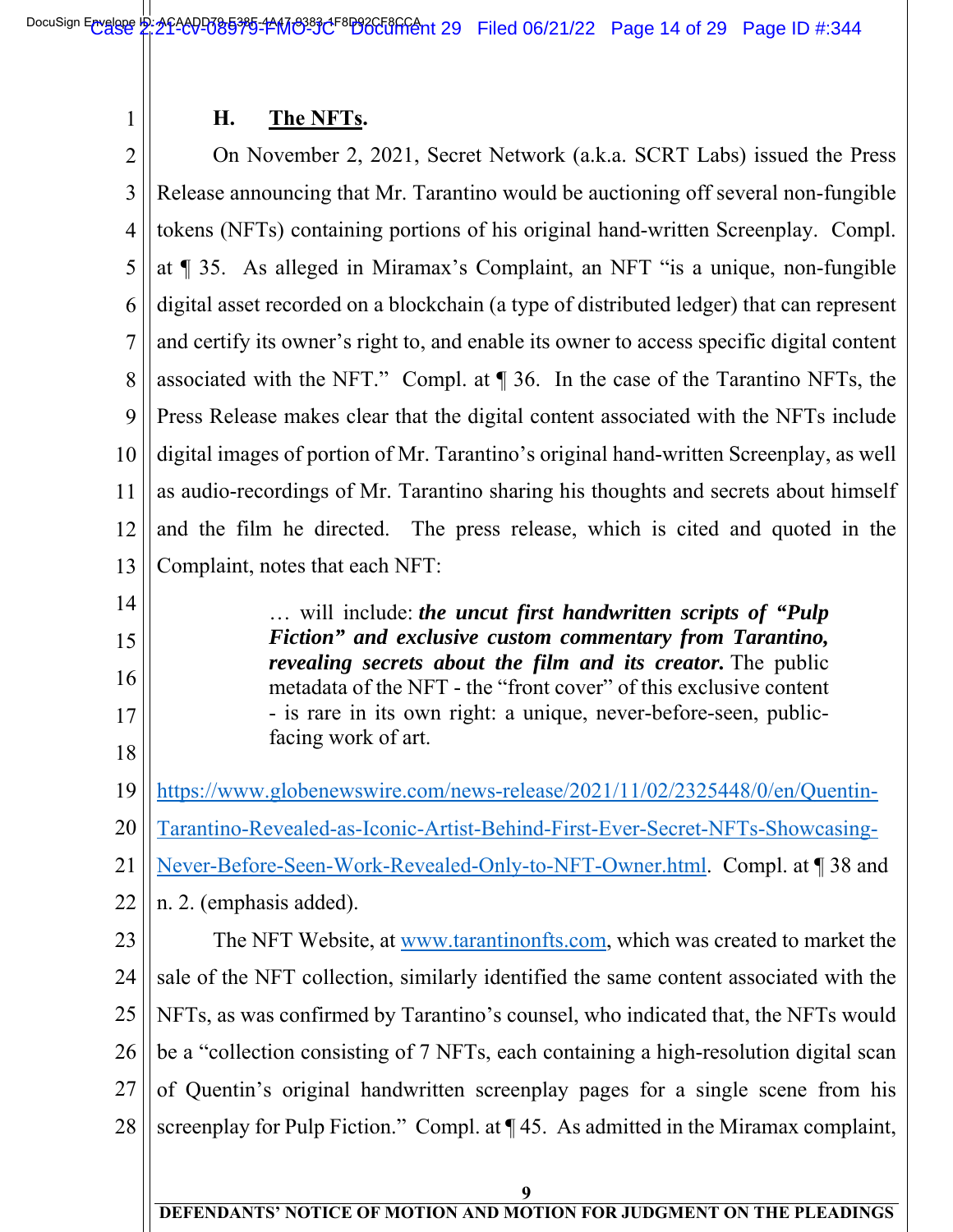### H. **The NFTs.**

On November 2, 2021, Secret Network (a.k.a. SCRT Labs) issued the Press Release announcing that Mr. Tarantino would be auctioning off several non-fungible tokens (NFTs) containing portions of his original hand-written Screenplay. Compl. at ¶ 35. As alleged in Miramax's Complaint, an NFT "is a unique, non-fungible digital asset recorded on a blockchain (a type of distributed ledger) that can represent and certify its owner's right to, and enable its owner to access specific digital content associated with the NFT." Compl. at ¶ 36. In the case of the Tarantino NFTs, the Press Release makes clear that the digital content associated with the NFTs include digital images of portion of Mr. Tarantino's original hand-written Screenplay, as well as audio-recordings of Mr. Tarantino sharing his thoughts and secrets about himself and the film he directed. The press release, which is cited and quoted in the Complaint, notes that each NFT:

> … will include: ***the uncut first handwritten scripts of "Pulp Fiction" and exclusive custom commentary from Tarantino, revealing secrets about the film and its creator.*** The public metadata of the NFT - the "front cover" of this exclusive content - is rare in its own right: a unique, never-before-seen, public-facing work of art.

https://www.globenewswire.com/news-release/2021/11/02/2325448/0/en/Quentin-Tarantino-Revealed-as-Iconic-Artist-Behind-First-Ever-Secret-NFTs-Showcasing-Never-Before-Seen-Work-Revealed-Only-to-NFT-Owner.html. Compl. at ¶ 38 and n. 2. (emphasis added).

The NFT Website, at www.tarantinonfts.com, which was created to market the sale of the NFT collection, similarly identified the same content associated with the NFTs, as was confirmed by Tarantino's counsel, who indicated that, the NFTs would be a "collection consisting of 7 NFTs, each containing a high-resolution digital scan of Quentin's original handwritten screenplay pages for a single scene from his screenplay for Pulp Fiction." Compl. at ¶ 45. As admitted in the Miramax complaint,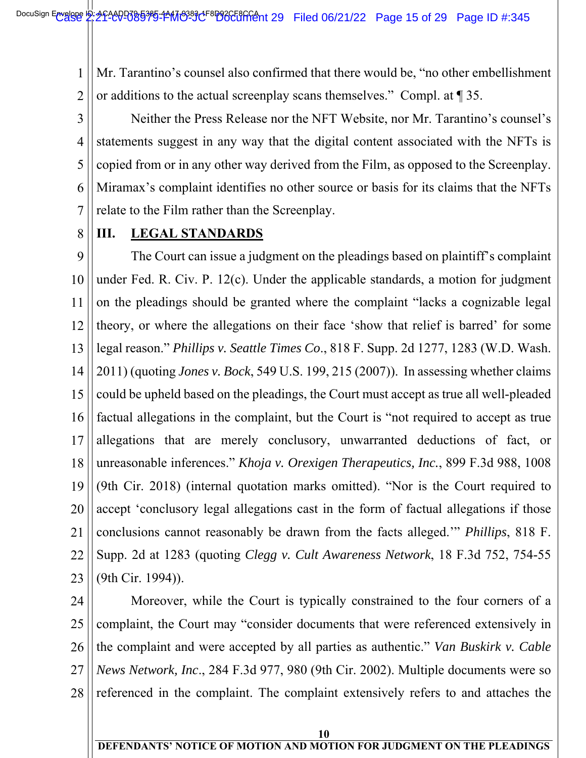Mr. Tarantino's counsel also confirmed that there would be, "no other embellishment or additions to the actual screenplay scans themselves." Compl. at ¶ 35.

Neither the Press Release nor the NFT Website, nor Mr. Tarantino's counsel's statements suggest in any way that the digital content associated with the NFTs is copied from or in any other way derived from the Film, as opposed to the Screenplay. Miramax's complaint identifies no other source or basis for its claims that the NFTs relate to the Film rather than the Screenplay.

## III. LEGAL STANDARDS

The Court can issue a judgment on the pleadings based on plaintiff's complaint under Fed. R. Civ. P. 12(c). Under the applicable standards, a motion for judgment on the pleadings should be granted where the complaint "lacks a cognizable legal theory, or where the allegations on their face 'show that relief is barred' for some legal reason." *Phillips v. Seattle Times Co*., 818 F. Supp. 2d 1277, 1283 (W.D. Wash. 2011) (quoting *Jones v. Bock*, 549 U.S. 199, 215 (2007)). In assessing whether claims could be upheld based on the pleadings, the Court must accept as true all well-pleaded factual allegations in the complaint, but the Court is "not required to accept as true allegations that are merely conclusory, unwarranted deductions of fact, or unreasonable inferences." *Khoja v. Orexigen Therapeutics, Inc.*, 899 F.3d 988, 1008 (9th Cir. 2018) (internal quotation marks omitted). "Nor is the Court required to accept 'conclusory legal allegations cast in the form of factual allegations if those conclusions cannot reasonably be drawn from the facts alleged.'" *Phillips*, 818 F. Supp. 2d at 1283 (quoting *Clegg v. Cult Awareness Network*, 18 F.3d 752, 754-55 (9th Cir. 1994)).

Moreover, while the Court is typically constrained to the four corners of a complaint, the Court may "consider documents that were referenced extensively in the complaint and were accepted by all parties as authentic." *Van Buskirk v. Cable News Network, Inc*., 284 F.3d 977, 980 (9th Cir. 2002). Multiple documents were so referenced in the complaint. The complaint extensively refers to and attaches the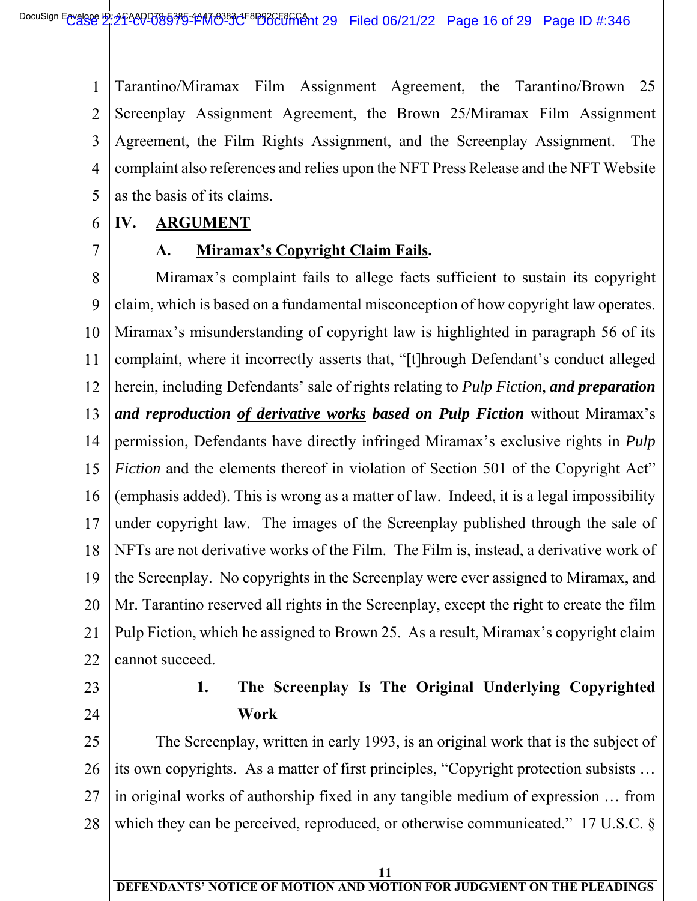Tarantino/Miramax Film Assignment Agreement, the Tarantino/Brown 25 Screenplay Assignment Agreement, the Brown 25/Miramax Film Assignment Agreement, the Film Rights Assignment, and the Screenplay Assignment. The complaint also references and relies upon the NFT Press Release and the NFT Website as the basis of its claims.

## IV. ARGUMENT

### A. Miramax's Copyright Claim Fails.

Miramax's complaint fails to allege facts sufficient to sustain its copyright claim, which is based on a fundamental misconception of how copyright law operates. Miramax's misunderstanding of copyright law is highlighted in paragraph 56 of its complaint, where it incorrectly asserts that, "[t]hrough Defendant's conduct alleged herein, including Defendants' sale of rights relating to *Pulp Fiction*, ***and preparation and reproduction of derivative works based on Pulp Fiction*** without Miramax's permission, Defendants have directly infringed Miramax's exclusive rights in *Pulp Fiction* and the elements thereof in violation of Section 501 of the Copyright Act" (emphasis added). This is wrong as a matter of law. Indeed, it is a legal impossibility under copyright law. The images of the Screenplay published through the sale of NFTs are not derivative works of the Film. The Film is, instead, a derivative work of the Screenplay. No copyrights in the Screenplay were ever assigned to Miramax, and Mr. Tarantino reserved all rights in the Screenplay, except the right to create the film Pulp Fiction, which he assigned to Brown 25. As a result, Miramax's copyright claim cannot succeed.

#### 1. The Screenplay Is The Original Underlying Copyrighted Work

The Screenplay, written in early 1993, is an original work that is the subject of its own copyrights. As a matter of first principles, "Copyright protection subsists … in original works of authorship fixed in any tangible medium of expression … from which they can be perceived, reproduced, or otherwise communicated." 17 U.S.C. §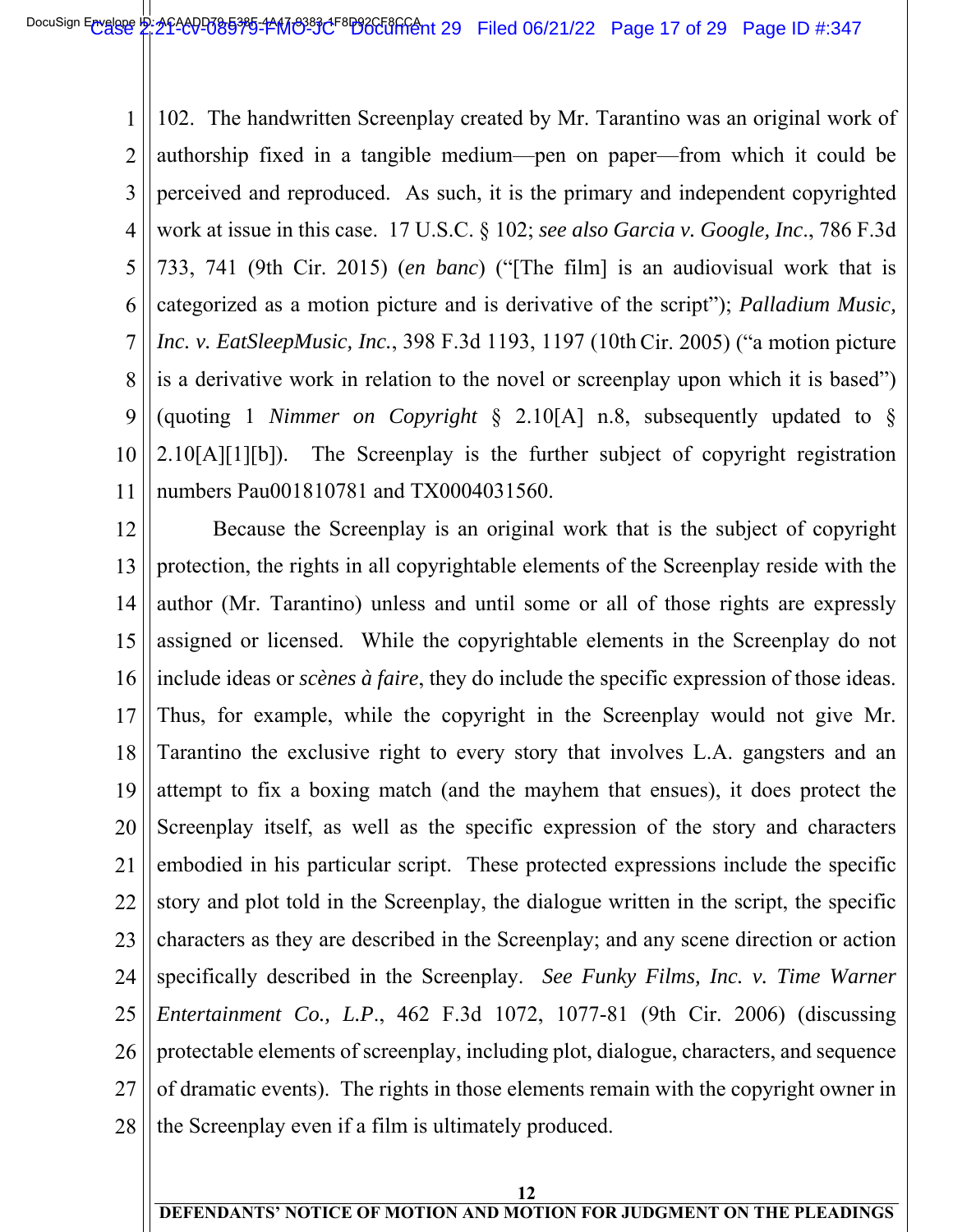102. The handwritten Screenplay created by Mr. Tarantino was an original work of authorship fixed in a tangible medium—pen on paper—from which it could be perceived and reproduced. As such, it is the primary and independent copyrighted work at issue in this case. 17 U.S.C. § 102; *see also Garcia v. Google, Inc.*, 786 F.3d 733, 741 (9th Cir. 2015) (*en banc*) ("[The film] is an audiovisual work that is categorized as a motion picture and is derivative of the script"); *Palladium Music, Inc. v. EatSleepMusic, Inc.*, 398 F.3d 1193, 1197 (10th Cir. 2005) ("a motion picture is a derivative work in relation to the novel or screenplay upon which it is based") (quoting 1 *Nimmer on Copyright* § 2.10[A] n.8, subsequently updated to § 2.10[A][1][b]). The Screenplay is the further subject of copyright registration numbers Pau001810781 and TX0004031560.

Because the Screenplay is an original work that is the subject of copyright protection, the rights in all copyrightable elements of the Screenplay reside with the author (Mr. Tarantino) unless and until some or all of those rights are expressly assigned or licensed. While the copyrightable elements in the Screenplay do not include ideas or *scènes à faire*, they do include the specific expression of those ideas. Thus, for example, while the copyright in the Screenplay would not give Mr. Tarantino the exclusive right to every story that involves L.A. gangsters and an attempt to fix a boxing match (and the mayhem that ensues), it does protect the Screenplay itself, as well as the specific expression of the story and characters embodied in his particular script. These protected expressions include the specific story and plot told in the Screenplay, the dialogue written in the script, the specific characters as they are described in the Screenplay; and any scene direction or action specifically described in the Screenplay. *See Funky Films, Inc. v. Time Warner Entertainment Co., L.P.*, 462 F.3d 1072, 1077-81 (9th Cir. 2006) (discussing protectable elements of screenplay, including plot, dialogue, characters, and sequence of dramatic events). The rights in those elements remain with the copyright owner in the Screenplay even if a film is ultimately produced.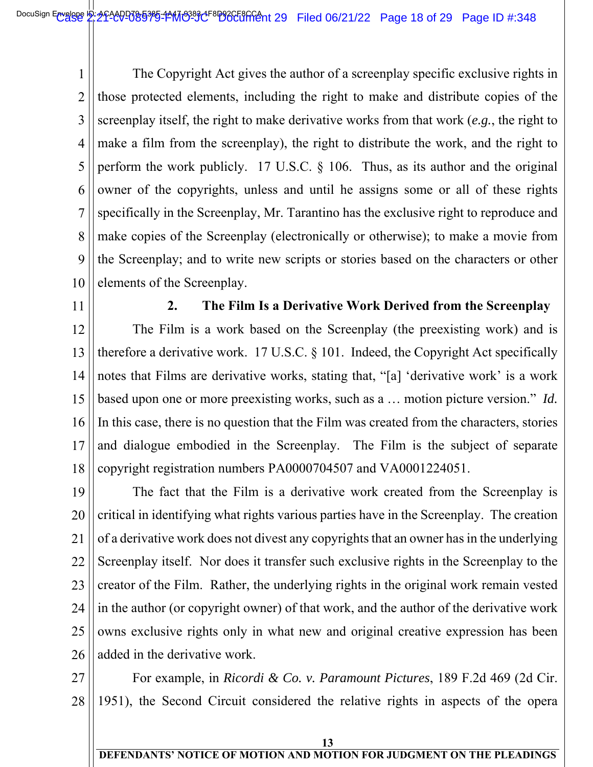The Copyright Act gives the author of a screenplay specific exclusive rights in those protected elements, including the right to make and distribute copies of the screenplay itself, the right to make derivative works from that work (*e.g.*, the right to make a film from the screenplay), the right to distribute the work, and the right to perform the work publicly. 17 U.S.C. § 106. Thus, as its author and the original owner of the copyrights, unless and until he assigns some or all of these rights specifically in the Screenplay, Mr. Tarantino has the exclusive right to reproduce and make copies of the Screenplay (electronically or otherwise); to make a movie from the Screenplay; and to write new scripts or stories based on the characters or other elements of the Screenplay.

### 2. The Film Is a Derivative Work Derived from the Screenplay

The Film is a work based on the Screenplay (the preexisting work) and is therefore a derivative work. 17 U.S.C. § 101. Indeed, the Copyright Act specifically notes that Films are derivative works, stating that, "[a] 'derivative work' is a work based upon one or more preexisting works, such as a … motion picture version." *Id.* In this case, there is no question that the Film was created from the characters, stories and dialogue embodied in the Screenplay. The Film is the subject of separate copyright registration numbers PA0000704507 and VA0001224051.

The fact that the Film is a derivative work created from the Screenplay is critical in identifying what rights various parties have in the Screenplay. The creation of a derivative work does not divest any copyrights that an owner has in the underlying Screenplay itself. Nor does it transfer such exclusive rights in the Screenplay to the creator of the Film. Rather, the underlying rights in the original work remain vested in the author (or copyright owner) of that work, and the author of the derivative work owns exclusive rights only in what new and original creative expression has been added in the derivative work.

For example, in *Ricordi & Co. v. Paramount Pictures*, 189 F.2d 469 (2d Cir. 1951), the Second Circuit considered the relative rights in aspects of the opera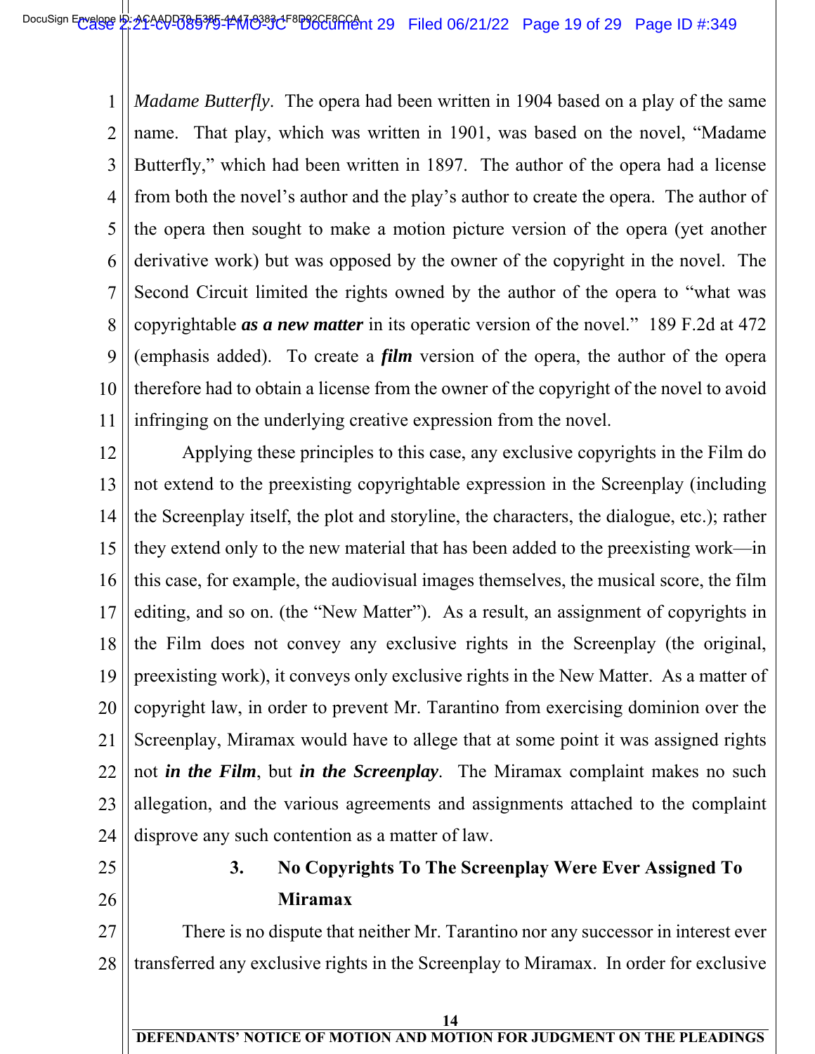*Madame Butterfly*. The opera had been written in 1904 based on a play of the same name. That play, which was written in 1901, was based on the novel, "Madame Butterfly," which had been written in 1897. The author of the opera had a license from both the novel's author and the play's author to create the opera. The author of the opera then sought to make a motion picture version of the opera (yet another derivative work) but was opposed by the owner of the copyright in the novel. The Second Circuit limited the rights owned by the author of the opera to "what was copyrightable ***as a new matter*** in its operatic version of the novel." 189 F.2d at 472 (emphasis added). To create a ***film*** version of the opera, the author of the opera therefore had to obtain a license from the owner of the copyright of the novel to avoid infringing on the underlying creative expression from the novel.

Applying these principles to this case, any exclusive copyrights in the Film do not extend to the preexisting copyrightable expression in the Screenplay (including the Screenplay itself, the plot and storyline, the characters, the dialogue, etc.); rather they extend only to the new material that has been added to the preexisting work—in this case, for example, the audiovisual images themselves, the musical score, the film editing, and so on. (the "New Matter"). As a result, an assignment of copyrights in the Film does not convey any exclusive rights in the Screenplay (the original, preexisting work), it conveys only exclusive rights in the New Matter. As a matter of copyright law, in order to prevent Mr. Tarantino from exercising dominion over the Screenplay, Miramax would have to allege that at some point it was assigned rights not ***in the Film***, but ***in the Screenplay***. The Miramax complaint makes no such allegation, and the various agreements and assignments attached to the complaint disprove any such contention as a matter of law.

### 3. No Copyrights To The Screenplay Were Ever Assigned To Miramax

There is no dispute that neither Mr. Tarantino nor any successor in interest ever transferred any exclusive rights in the Screenplay to Miramax. In order for exclusive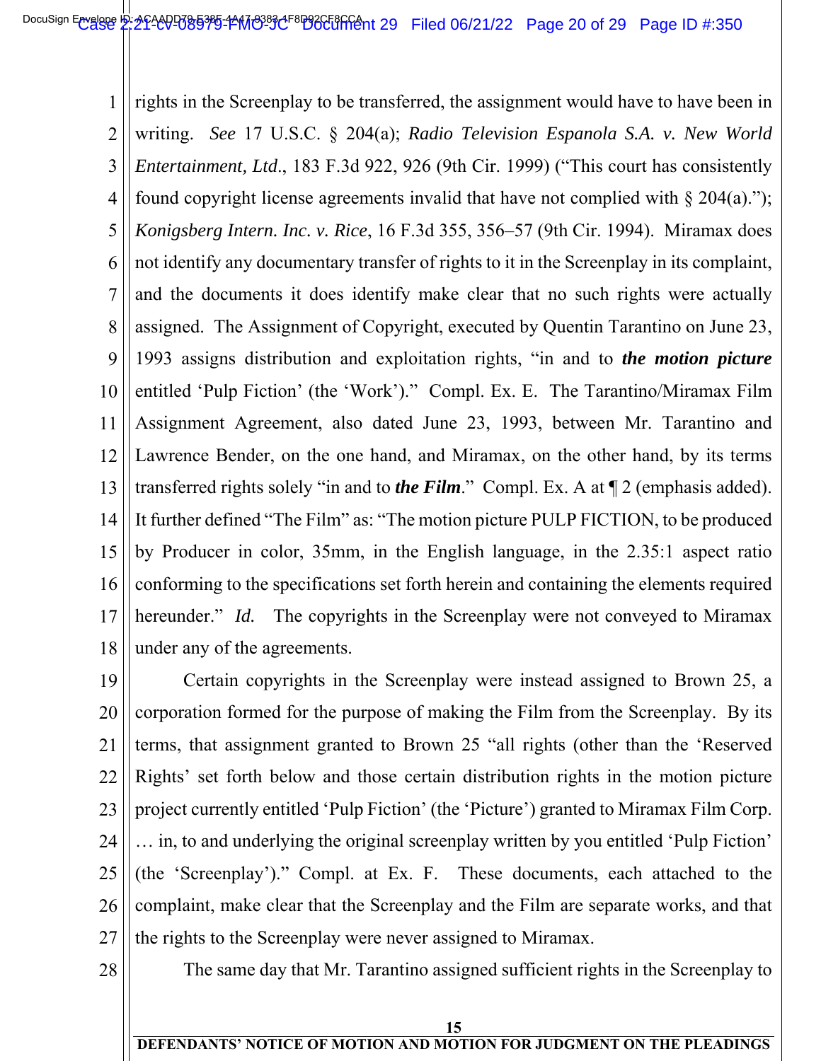rights in the Screenplay to be transferred, the assignment would have to have been in writing. *See* 17 U.S.C. § 204(a); *Radio Television Espanola S.A. v. New World Entertainment, Ltd*., 183 F.3d 922, 926 (9th Cir. 1999) ("This court has consistently found copyright license agreements invalid that have not complied with § 204(a)."); *Konigsberg Intern. Inc. v. Rice*, 16 F.3d 355, 356–57 (9th Cir. 1994). Miramax does not identify any documentary transfer of rights to it in the Screenplay in its complaint, and the documents it does identify make clear that no such rights were actually assigned. The Assignment of Copyright, executed by Quentin Tarantino on June 23, 1993 assigns distribution and exploitation rights, "in and to ***the motion picture*** entitled 'Pulp Fiction' (the 'Work')." Compl. Ex. E. The Tarantino/Miramax Film Assignment Agreement, also dated June 23, 1993, between Mr. Tarantino and Lawrence Bender, on the one hand, and Miramax, on the other hand, by its terms transferred rights solely "in and to ***the Film***." Compl. Ex. A at ¶ 2 (emphasis added). It further defined "The Film" as: "The motion picture PULP FICTION, to be produced by Producer in color, 35mm, in the English language, in the 2.35:1 aspect ratio conforming to the specifications set forth herein and containing the elements required hereunder." *Id.* The copyrights in the Screenplay were not conveyed to Miramax under any of the agreements.

Certain copyrights in the Screenplay were instead assigned to Brown 25, a corporation formed for the purpose of making the Film from the Screenplay. By its terms, that assignment granted to Brown 25 "all rights (other than the 'Reserved Rights' set forth below and those certain distribution rights in the motion picture project currently entitled 'Pulp Fiction' (the 'Picture') granted to Miramax Film Corp. … in, to and underlying the original screenplay written by you entitled 'Pulp Fiction' (the 'Screenplay')." Compl. at Ex. F. These documents, each attached to the complaint, make clear that the Screenplay and the Film are separate works, and that the rights to the Screenplay were never assigned to Miramax.

The same day that Mr. Tarantino assigned sufficient rights in the Screenplay to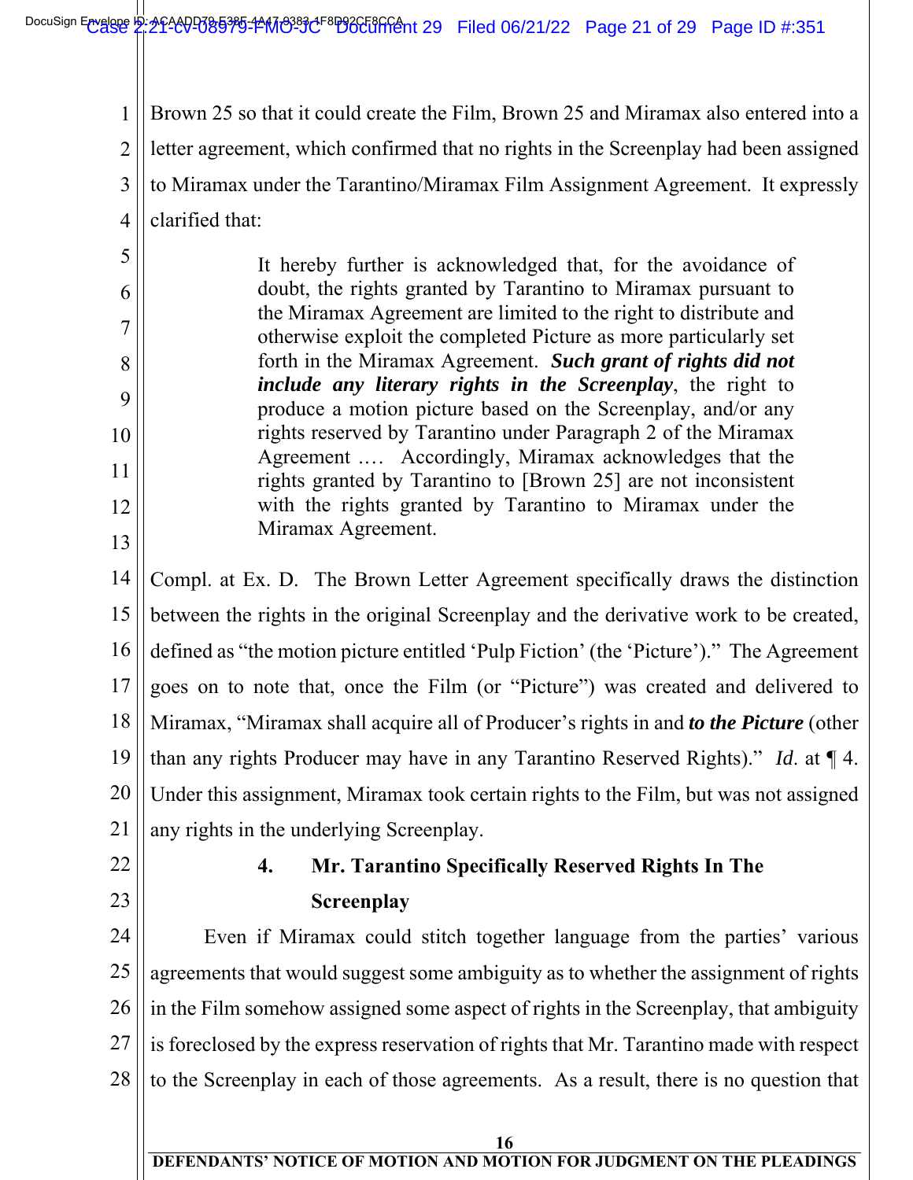Brown 25 so that it could create the Film, Brown 25 and Miramax also entered into a letter agreement, which confirmed that no rights in the Screenplay had been assigned to Miramax under the Tarantino/Miramax Film Assignment Agreement. It expressly clarified that:

> It hereby further is acknowledged that, for the avoidance of doubt, the rights granted by Tarantino to Miramax pursuant to the Miramax Agreement are limited to the right to distribute and otherwise exploit the completed Picture as more particularly set forth in the Miramax Agreement. ***Such grant of rights did not include any literary rights in the Screenplay***, the right to produce a motion picture based on the Screenplay, and/or any rights reserved by Tarantino under Paragraph 2 of the Miramax Agreement .… Accordingly, Miramax acknowledges that the rights granted by Tarantino to [Brown 25] are not inconsistent with the rights granted by Tarantino to Miramax under the Miramax Agreement.

Compl. at Ex. D. The Brown Letter Agreement specifically draws the distinction between the rights in the original Screenplay and the derivative work to be created, defined as "the motion picture entitled 'Pulp Fiction' (the 'Picture')." The Agreement goes on to note that, once the Film (or "Picture") was created and delivered to Miramax, "Miramax shall acquire all of Producer's rights in and ***to the Picture*** (other than any rights Producer may have in any Tarantino Reserved Rights)." *Id*. at ¶ 4. Under this assignment, Miramax took certain rights to the Film, but was not assigned any rights in the underlying Screenplay.

#### 4. Mr. Tarantino Specifically Reserved Rights In The Screenplay

Even if Miramax could stitch together language from the parties' various agreements that would suggest some ambiguity as to whether the assignment of rights in the Film somehow assigned some aspect of rights in the Screenplay, that ambiguity is foreclosed by the express reservation of rights that Mr. Tarantino made with respect to the Screenplay in each of those agreements. As a result, there is no question that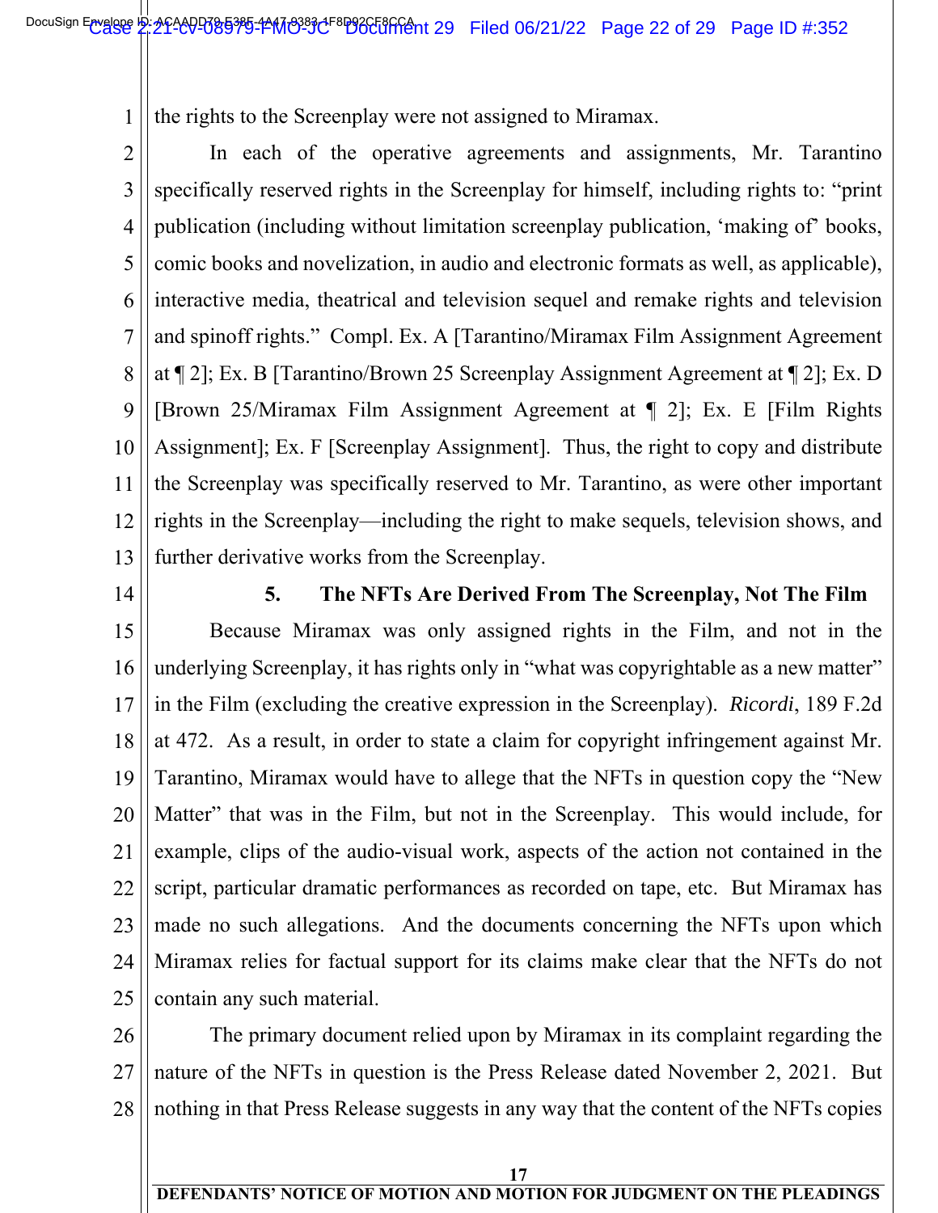the rights to the Screenplay were not assigned to Miramax.

In each of the operative agreements and assignments, Mr. Tarantino specifically reserved rights in the Screenplay for himself, including rights to: "print publication (including without limitation screenplay publication, 'making of' books, comic books and novelization, in audio and electronic formats as well, as applicable), interactive media, theatrical and television sequel and remake rights and television and spinoff rights." Compl. Ex. A [Tarantino/Miramax Film Assignment Agreement at ¶ 2]; Ex. B [Tarantino/Brown 25 Screenplay Assignment Agreement at ¶ 2]; Ex. D [Brown 25/Miramax Film Assignment Agreement at ¶ 2]; Ex. E [Film Rights Assignment]; Ex. F [Screenplay Assignment]. Thus, the right to copy and distribute the Screenplay was specifically reserved to Mr. Tarantino, as were other important rights in the Screenplay—including the right to make sequels, television shows, and further derivative works from the Screenplay.

**5. The NFTs Are Derived From The Screenplay, Not The Film**

Because Miramax was only assigned rights in the Film, and not in the underlying Screenplay, it has rights only in "what was copyrightable as a new matter" in the Film (excluding the creative expression in the Screenplay). *Ricordi*, 189 F.2d at 472. As a result, in order to state a claim for copyright infringement against Mr. Tarantino, Miramax would have to allege that the NFTs in question copy the "New Matter" that was in the Film, but not in the Screenplay. This would include, for example, clips of the audio-visual work, aspects of the action not contained in the script, particular dramatic performances as recorded on tape, etc. But Miramax has made no such allegations. And the documents concerning the NFTs upon which Miramax relies for factual support for its claims make clear that the NFTs do not contain any such material.

The primary document relied upon by Miramax in its complaint regarding the nature of the NFTs in question is the Press Release dated November 2, 2021. But nothing in that Press Release suggests in any way that the content of the NFTs copies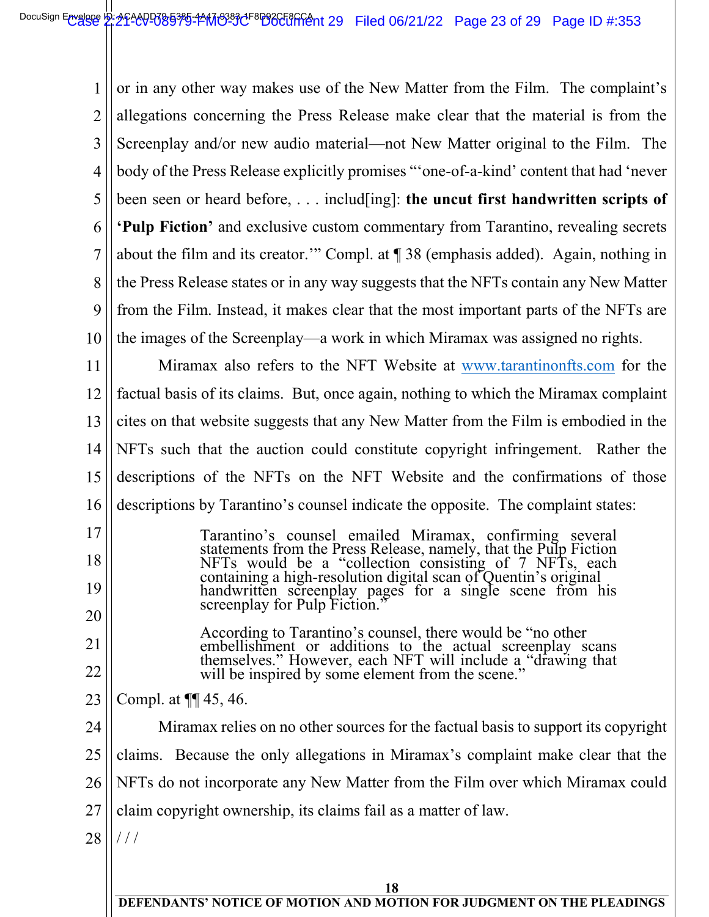or in any other way makes use of the New Matter from the Film. The complaint's allegations concerning the Press Release make clear that the material is from the Screenplay and/or new audio material—not New Matter original to the Film. The body of the Press Release explicitly promises "'one-of-a-kind' content that had 'never been seen or heard before, . . . includ[ing]: **the uncut first handwritten scripts of 'Pulp Fiction'** and exclusive custom commentary from Tarantino, revealing secrets about the film and its creator.'" Compl. at ¶ 38 (emphasis added). Again, nothing in the Press Release states or in any way suggests that the NFTs contain any New Matter from the Film. Instead, it makes clear that the most important parts of the NFTs are the images of the Screenplay—a work in which Miramax was assigned no rights.

Miramax also refers to the NFT Website at www.tarantinonfts.com for the factual basis of its claims. But, once again, nothing to which the Miramax complaint cites on that website suggests that any New Matter from the Film is embodied in the NFTs such that the auction could constitute copyright infringement. Rather the descriptions of the NFTs on the NFT Website and the confirmations of those descriptions by Tarantino's counsel indicate the opposite. The complaint states:

> Tarantino's counsel emailed Miramax, confirming several statements from the Press Release, namely, that the Pulp Fiction NFTs would be a "collection consisting of 7 NFTs, each containing a high-resolution digital scan of Quentin's original handwritten screenplay pages for a single scene from his screenplay for Pulp Fiction."
>
> According to Tarantino's counsel, there would be "no other embellishment or additions to the actual screenplay scans themselves." However, each NFT will include a "drawing that will be inspired by some element from the scene."

Compl. at ¶¶ 45, 46.

Miramax relies on no other sources for the factual basis to support its copyright claims. Because the only allegations in Miramax's complaint make clear that the NFTs do not incorporate any New Matter from the Film over which Miramax could claim copyright ownership, its claims fail as a matter of law.

/ / /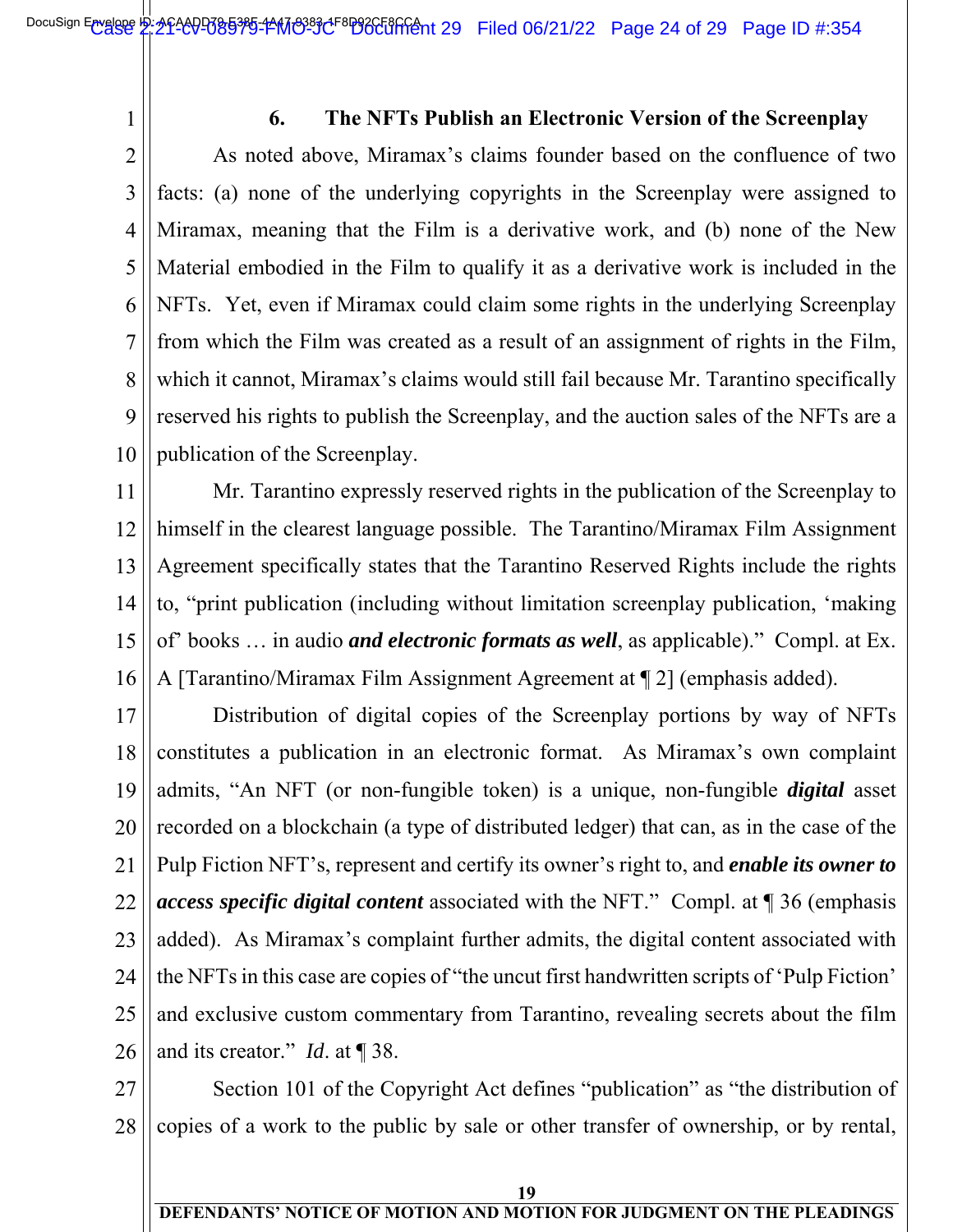### 6. The NFTs Publish an Electronic Version of the Screenplay

As noted above, Miramax's claims founder based on the confluence of two facts: (a) none of the underlying copyrights in the Screenplay were assigned to Miramax, meaning that the Film is a derivative work, and (b) none of the New Material embodied in the Film to qualify it as a derivative work is included in the NFTs. Yet, even if Miramax could claim some rights in the underlying Screenplay from which the Film was created as a result of an assignment of rights in the Film, which it cannot, Miramax's claims would still fail because Mr. Tarantino specifically reserved his rights to publish the Screenplay, and the auction sales of the NFTs are a publication of the Screenplay.

Mr. Tarantino expressly reserved rights in the publication of the Screenplay to himself in the clearest language possible. The Tarantino/Miramax Film Assignment Agreement specifically states that the Tarantino Reserved Rights include the rights to, "print publication (including without limitation screenplay publication, 'making of' books … in audio ***and electronic formats as well***, as applicable)." Compl. at Ex. A [Tarantino/Miramax Film Assignment Agreement at ¶ 2] (emphasis added).

Distribution of digital copies of the Screenplay portions by way of NFTs constitutes a publication in an electronic format. As Miramax's own complaint admits, "An NFT (or non-fungible token) is a unique, non-fungible ***digital*** asset recorded on a blockchain (a type of distributed ledger) that can, as in the case of the Pulp Fiction NFT's, represent and certify its owner's right to, and ***enable its owner to access specific digital content*** associated with the NFT." Compl. at ¶ 36 (emphasis added). As Miramax's complaint further admits, the digital content associated with the NFTs in this case are copies of "the uncut first handwritten scripts of 'Pulp Fiction' and exclusive custom commentary from Tarantino, revealing secrets about the film and its creator." *Id*. at ¶ 38.

Section 101 of the Copyright Act defines "publication" as "the distribution of copies of a work to the public by sale or other transfer of ownership, or by rental,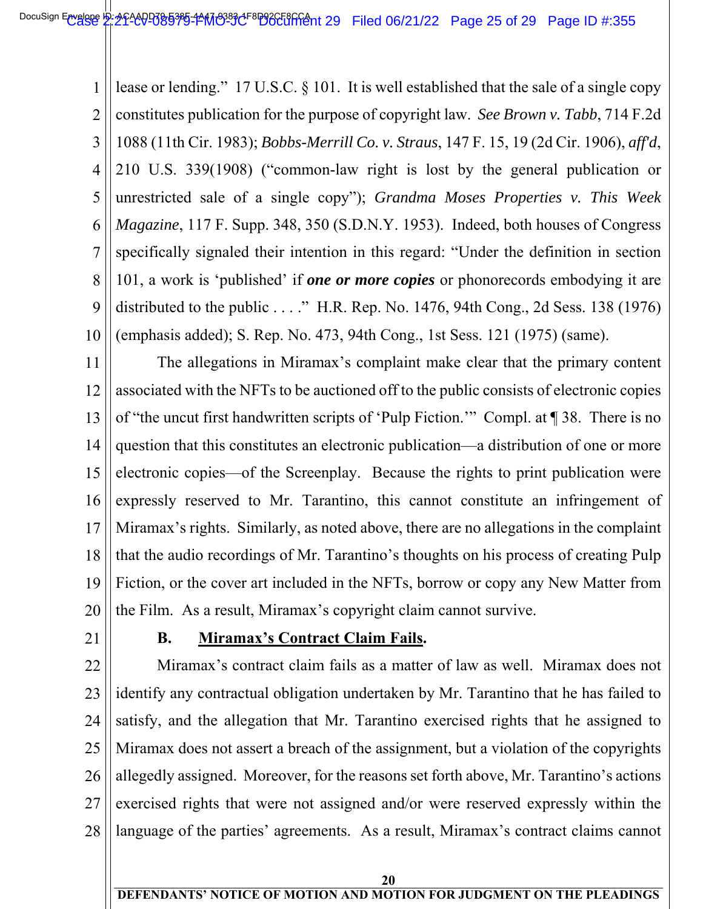lease or lending." 17 U.S.C. § 101. It is well established that the sale of a single copy constitutes publication for the purpose of copyright law. *See Brown v. Tabb*, 714 F.2d 1088 (11th Cir. 1983); *Bobbs-Merrill Co. v. Straus*, 147 F. 15, 19 (2d Cir. 1906), *aff'd*, 210 U.S. 339(1908) ("common-law right is lost by the general publication or unrestricted sale of a single copy"); *Grandma Moses Properties v. This Week Magazine*, 117 F. Supp. 348, 350 (S.D.N.Y. 1953). Indeed, both houses of Congress specifically signaled their intention in this regard: "Under the definition in section 101, a work is 'published' if ***one or more copies*** or phonorecords embodying it are distributed to the public . . . ." H.R. Rep. No. 1476, 94th Cong., 2d Sess. 138 (1976) (emphasis added); S. Rep. No. 473, 94th Cong., 1st Sess. 121 (1975) (same).

The allegations in Miramax's complaint make clear that the primary content associated with the NFTs to be auctioned off to the public consists of electronic copies of "the uncut first handwritten scripts of 'Pulp Fiction.'" Compl. at ¶ 38. There is no question that this constitutes an electronic publication—a distribution of one or more electronic copies—of the Screenplay. Because the rights to print publication were expressly reserved to Mr. Tarantino, this cannot constitute an infringement of Miramax's rights. Similarly, as noted above, there are no allegations in the complaint that the audio recordings of Mr. Tarantino's thoughts on his process of creating Pulp Fiction, or the cover art included in the NFTs, borrow or copy any New Matter from the Film. As a result, Miramax's copyright claim cannot survive.

**B. <u>Miramax's Contract Claim Fails</u>.**

Miramax's contract claim fails as a matter of law as well. Miramax does not identify any contractual obligation undertaken by Mr. Tarantino that he has failed to satisfy, and the allegation that Mr. Tarantino exercised rights that he assigned to Miramax does not assert a breach of the assignment, but a violation of the copyrights allegedly assigned. Moreover, for the reasons set forth above, Mr. Tarantino's actions exercised rights that were not assigned and/or were reserved expressly within the language of the parties' agreements. As a result, Miramax's contract claims cannot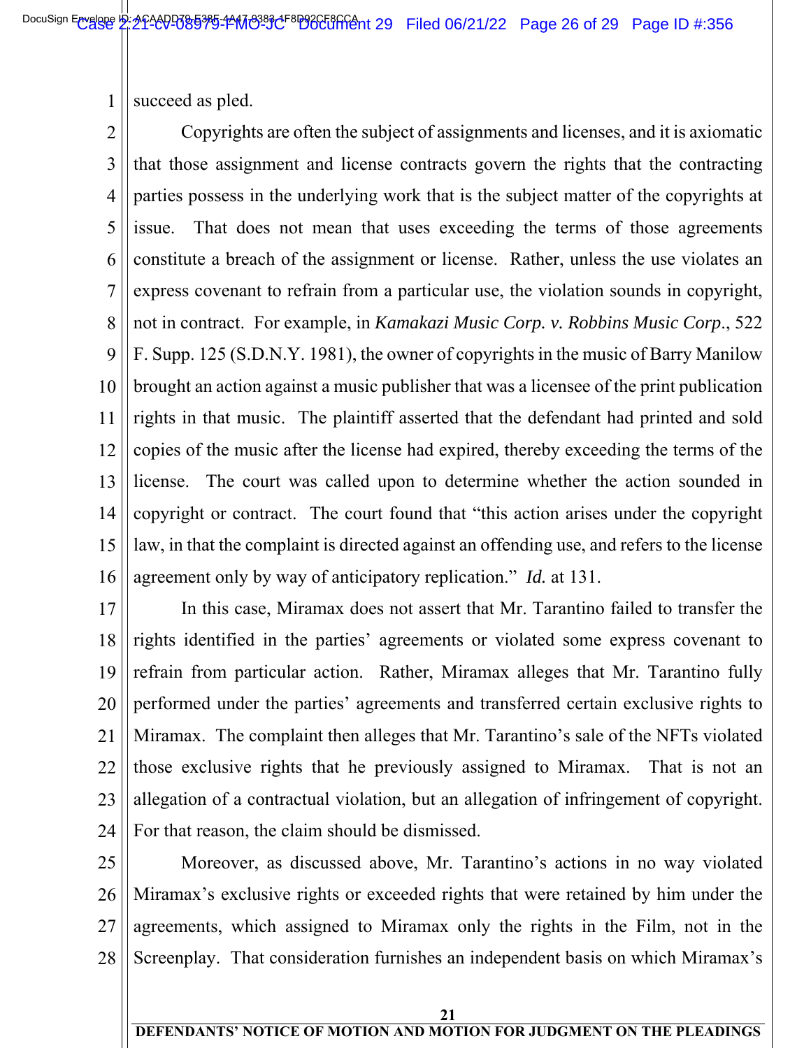succeed as pled.

Copyrights are often the subject of assignments and licenses, and it is axiomatic that those assignment and license contracts govern the rights that the contracting parties possess in the underlying work that is the subject matter of the copyrights at issue. That does not mean that uses exceeding the terms of those agreements constitute a breach of the assignment or license. Rather, unless the use violates an express covenant to refrain from a particular use, the violation sounds in copyright, not in contract. For example, in *Kamakazi Music Corp. v. Robbins Music Corp*., 522 F. Supp. 125 (S.D.N.Y. 1981), the owner of copyrights in the music of Barry Manilow brought an action against a music publisher that was a licensee of the print publication rights in that music. The plaintiff asserted that the defendant had printed and sold copies of the music after the license had expired, thereby exceeding the terms of the license. The court was called upon to determine whether the action sounded in copyright or contract. The court found that "this action arises under the copyright law, in that the complaint is directed against an offending use, and refers to the license agreement only by way of anticipatory replication." *Id.* at 131.

In this case, Miramax does not assert that Mr. Tarantino failed to transfer the rights identified in the parties' agreements or violated some express covenant to refrain from particular action. Rather, Miramax alleges that Mr. Tarantino fully performed under the parties' agreements and transferred certain exclusive rights to Miramax. The complaint then alleges that Mr. Tarantino's sale of the NFTs violated those exclusive rights that he previously assigned to Miramax. That is not an allegation of a contractual violation, but an allegation of infringement of copyright. For that reason, the claim should be dismissed.

Moreover, as discussed above, Mr. Tarantino's actions in no way violated Miramax's exclusive rights or exceeded rights that were retained by him under the agreements, which assigned to Miramax only the rights in the Film, not in the Screenplay. That consideration furnishes an independent basis on which Miramax's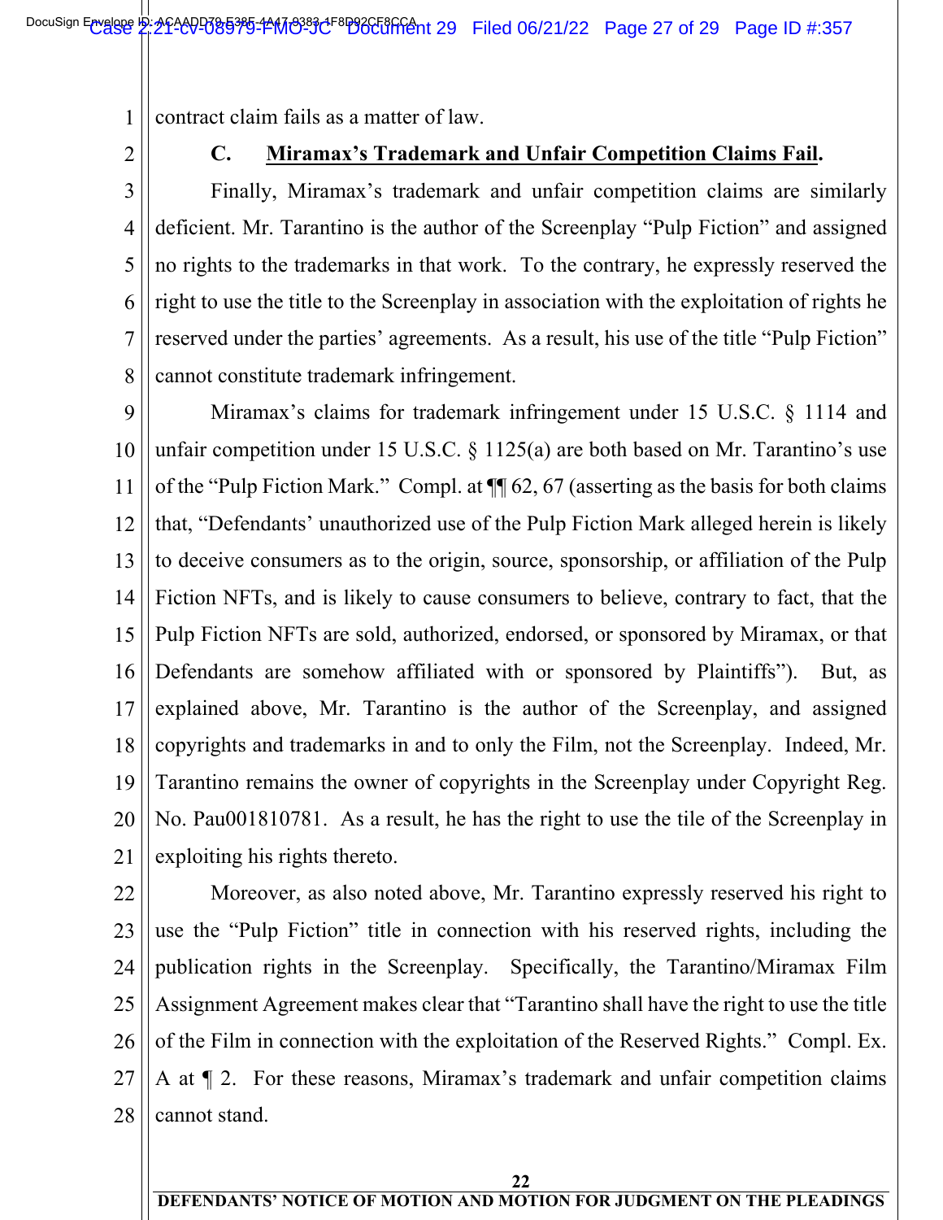contract claim fails as a matter of law.

### C. Miramax's Trademark and Unfair Competition Claims Fail.

Finally, Miramax's trademark and unfair competition claims are similarly deficient. Mr. Tarantino is the author of the Screenplay "Pulp Fiction" and assigned no rights to the trademarks in that work. To the contrary, he expressly reserved the right to use the title to the Screenplay in association with the exploitation of rights he reserved under the parties' agreements. As a result, his use of the title "Pulp Fiction" cannot constitute trademark infringement.

Miramax's claims for trademark infringement under 15 U.S.C. § 1114 and unfair competition under 15 U.S.C. § 1125(a) are both based on Mr. Tarantino's use of the "Pulp Fiction Mark." Compl. at ¶¶ 62, 67 (asserting as the basis for both claims that, "Defendants' unauthorized use of the Pulp Fiction Mark alleged herein is likely to deceive consumers as to the origin, source, sponsorship, or affiliation of the Pulp Fiction NFTs, and is likely to cause consumers to believe, contrary to fact, that the Pulp Fiction NFTs are sold, authorized, endorsed, or sponsored by Miramax, or that Defendants are somehow affiliated with or sponsored by Plaintiffs"). But, as explained above, Mr. Tarantino is the author of the Screenplay, and assigned copyrights and trademarks in and to only the Film, not the Screenplay. Indeed, Mr. Tarantino remains the owner of copyrights in the Screenplay under Copyright Reg. No. Pau001810781. As a result, he has the right to use the tile of the Screenplay in exploiting his rights thereto.

Moreover, as also noted above, Mr. Tarantino expressly reserved his right to use the "Pulp Fiction" title in connection with his reserved rights, including the publication rights in the Screenplay. Specifically, the Tarantino/Miramax Film Assignment Agreement makes clear that "Tarantino shall have the right to use the title of the Film in connection with the exploitation of the Reserved Rights." Compl. Ex. A at ¶ 2. For these reasons, Miramax's trademark and unfair competition claims cannot stand.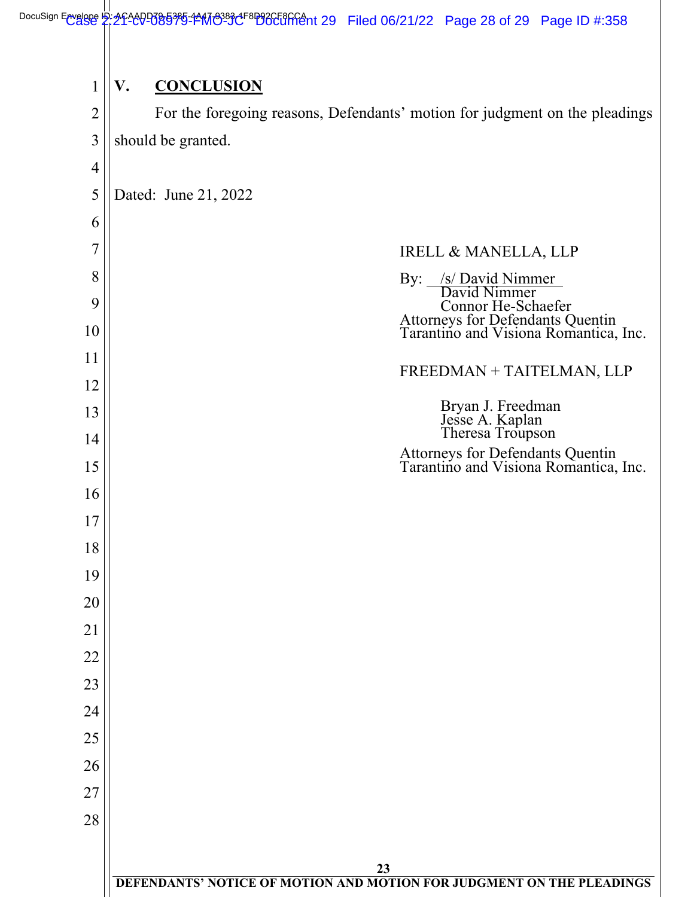## V. CONCLUSION

For the foregoing reasons, Defendants' motion for judgment on the pleadings should be granted.

Dated: June 21, 2022

IRELL & MANELLA, LLP

By: /s/ David Nimmer
David Nimmer
Connor He-Schaefer
Attorneys for Defendants Quentin Tarantino and Visiona Romantica, Inc.

FREEDMAN + TAITELMAN, LLP

Bryan J. Freedman
Jesse A. Kaplan
Theresa Troupson

Attorneys for Defendants Quentin Tarantino and Visiona Romantica, Inc.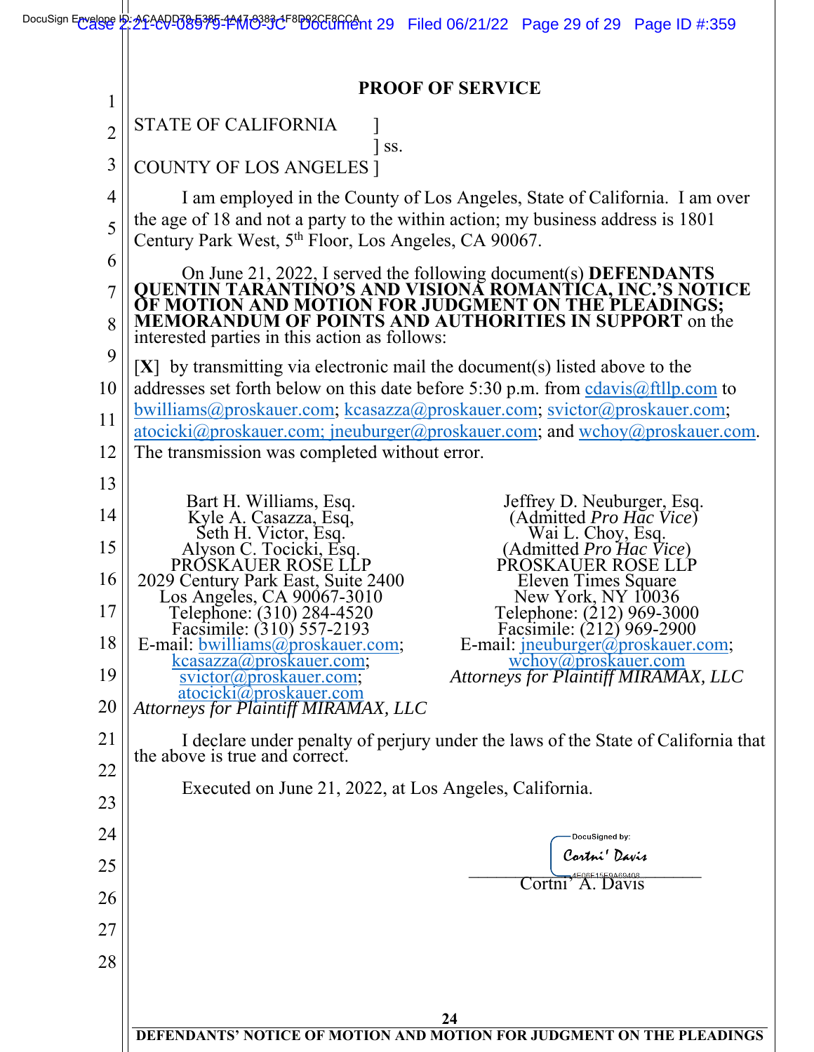# PROOF OF SERVICE

STATE OF CALIFORNIA ]
] ss.
COUNTY OF LOS ANGELES ]

I am employed in the County of Los Angeles, State of California. I am over the age of 18 and not a party to the within action; my business address is 1801 Century Park West, 5th Floor, Los Angeles, CA 90067.

On June 21, 2022, I served the following document(s) **DEFENDANTS QUENTIN TARANTINO'S AND VISIONA ROMANTICA, INC.'S NOTICE OF MOTION AND MOTION FOR JUDGMENT ON THE PLEADINGS; MEMORANDUM OF POINTS AND AUTHORITIES IN SUPPORT** on the interested parties in this action as follows:

[**X**] by transmitting via electronic mail the document(s) listed above to the addresses set forth below on this date before 5:30 p.m. from cdavis@ftllp.com to bwilliams@proskauer.com; kcasazza@proskauer.com; svictor@proskauer.com; atocicki@proskauer.com; jneuburger@proskauer.com; and wchoy@proskauer.com. The transmission was completed without error.

Bart H. Williams, Esq.
Kyle A. Casazza, Esq,
Seth H. Victor, Esq.
Alyson C. Tocicki, Esq.
PROSKAUER ROSE LLP
2029 Century Park East, Suite 2400
Los Angeles, CA 90067-3010
Telephone: (310) 284-4520
Facsimile: (310) 557-2193
E-mail: bwilliams@proskauer.com; kcasazza@proskauer.com; svictor@proskauer.com; atocicki@proskauer.com
*Attorneys for Plaintiff MIRAMAX, LLC*

Jeffrey D. Neuburger, Esq.
(Admitted *Pro Hac Vice*)
Wai L. Choy, Esq.
(Admitted *Pro Hac Vice*)
PROSKAUER ROSE LLP
Eleven Times Square
New York, NY 10036
Telephone: (212) 969-3000
Facsimile: (212) 969-2900
E-mail: jneuburger@proskauer.com; wchoy@proskauer.com
*Attorneys for Plaintiff MIRAMAX, LLC*

I declare under penalty of perjury under the laws of the State of California that the above is true and correct.

Executed on June 21, 2022, at Los Angeles, California.

DocuSigned by:
Cortni' Davis
4E06E15E9A69408
Cortni' A. Davis